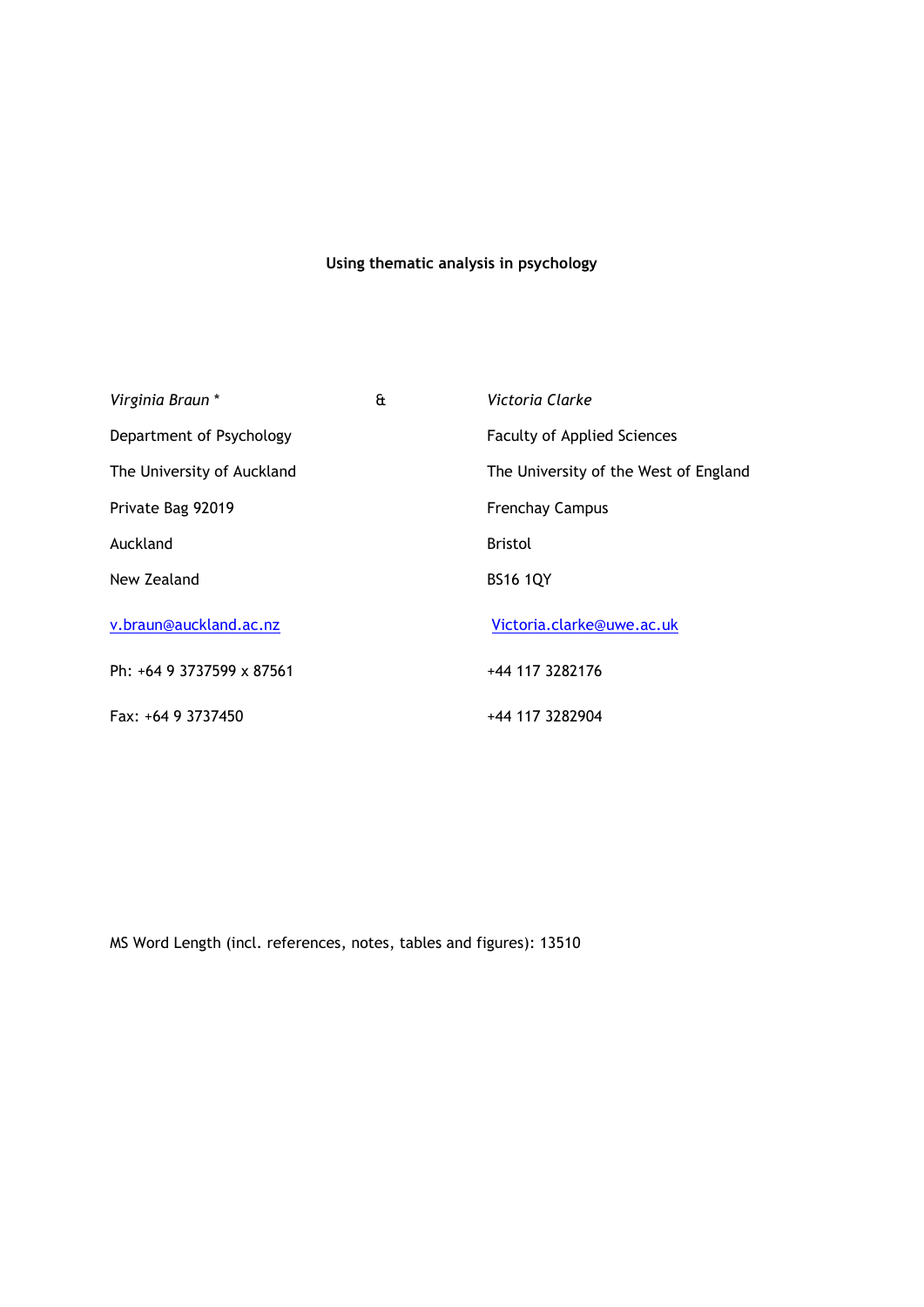**Using thematic analysis in psychology**

| *Virginia Braun* * | & | *Victoria Clarke* |
|---|---|---|
| Department of Psychology | | Faculty of Applied Sciences |
| The University of Auckland | | The University of the West of England |
| Private Bag 92019 | | Frenchay Campus |
| Auckland | | Bristol |
| New Zealand | | BS16 1QY |
| v.braun@auckland.ac.nz | | Victoria.clarke@uwe.ac.uk |
| Ph: +64 9 3737599 x 87561 | | +44 117 3282176 |
| Fax: +64 9 3737450 | | +44 117 3282904 |

MS Word Length (incl. references, notes, tables and figures): 13510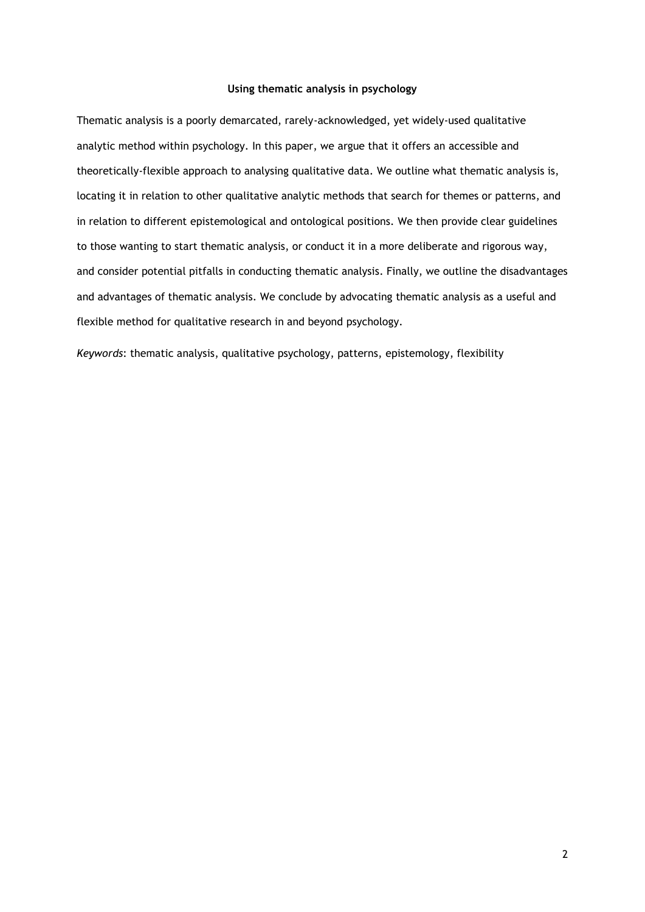**Using thematic analysis in psychology**

Thematic analysis is a poorly demarcated, rarely-acknowledged, yet widely-used qualitative analytic method within psychology. In this paper, we argue that it offers an accessible and theoretically-flexible approach to analysing qualitative data. We outline what thematic analysis is, locating it in relation to other qualitative analytic methods that search for themes or patterns, and in relation to different epistemological and ontological positions. We then provide clear guidelines to those wanting to start thematic analysis, or conduct it in a more deliberate and rigorous way, and consider potential pitfalls in conducting thematic analysis. Finally, we outline the disadvantages and advantages of thematic analysis. We conclude by advocating thematic analysis as a useful and flexible method for qualitative research in and beyond psychology.

*Keywords*: thematic analysis, qualitative psychology, patterns, epistemology, flexibility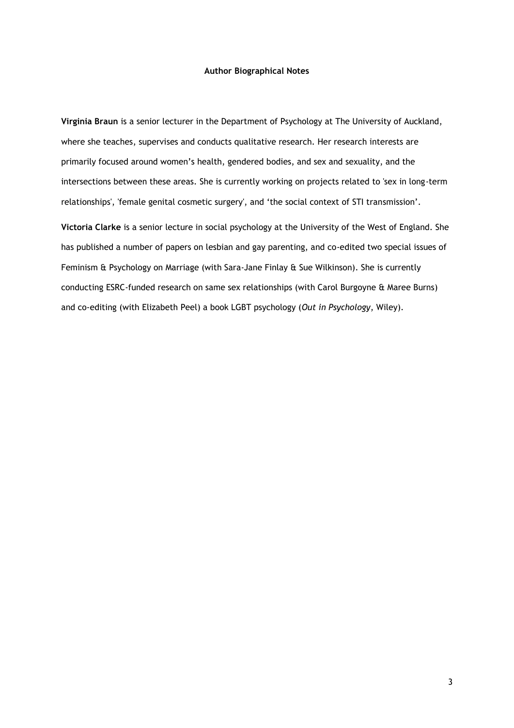**Author Biographical Notes**

**Virginia Braun** is a senior lecturer in the Department of Psychology at The University of Auckland, where she teaches, supervises and conducts qualitative research. Her research interests are primarily focused around women's health, gendered bodies, and sex and sexuality, and the intersections between these areas. She is currently working on projects related to 'sex in long-term relationships', 'female genital cosmetic surgery', and 'the social context of STI transmission'.

**Victoria Clarke** is a senior lecture in social psychology at the University of the West of England. She has published a number of papers on lesbian and gay parenting, and co-edited two special issues of Feminism & Psychology on Marriage (with Sara-Jane Finlay & Sue Wilkinson). She is currently conducting ESRC-funded research on same sex relationships (with Carol Burgoyne & Maree Burns) and co-editing (with Elizabeth Peel) a book LGBT psychology (*Out in Psychology*, Wiley).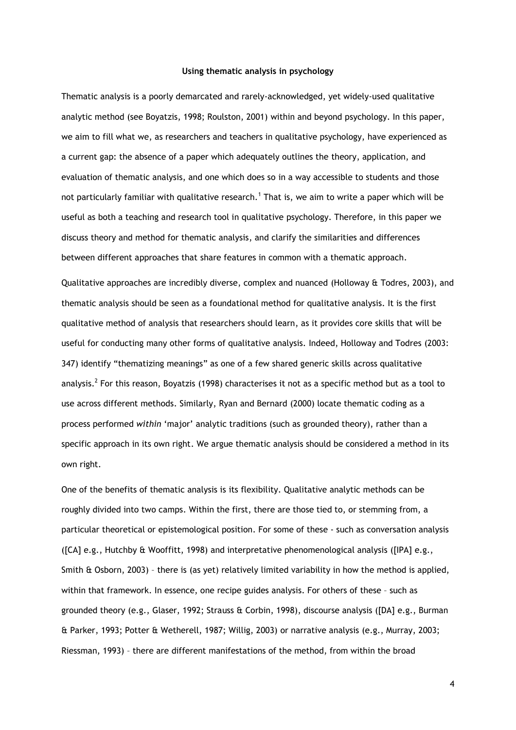**Using thematic analysis in psychology**

Thematic analysis is a poorly demarcated and rarely-acknowledged, yet widely-used qualitative analytic method (see Boyatzis, 1998; Roulston, 2001) within and beyond psychology. In this paper, we aim to fill what we, as researchers and teachers in qualitative psychology, have experienced as a current gap: the absence of a paper which adequately outlines the theory, application, and evaluation of thematic analysis, and one which does so in a way accessible to students and those not particularly familiar with qualitative research.[1] That is, we aim to write a paper which will be useful as both a teaching and research tool in qualitative psychology. Therefore, in this paper we discuss theory and method for thematic analysis, and clarify the similarities and differences between different approaches that share features in common with a thematic approach.

Qualitative approaches are incredibly diverse, complex and nuanced (Holloway & Todres, 2003), and thematic analysis should be seen as a foundational method for qualitative analysis. It is the first qualitative method of analysis that researchers should learn, as it provides core skills that will be useful for conducting many other forms of qualitative analysis. Indeed, Holloway and Todres (2003: 347) identify "thematizing meanings" as one of a few shared generic skills across qualitative analysis.[2] For this reason, Boyatzis (1998) characterises it not as a specific method but as a tool to use across different methods. Similarly, Ryan and Bernard (2000) locate thematic coding as a process performed *within* 'major' analytic traditions (such as grounded theory), rather than a specific approach in its own right. We argue thematic analysis should be considered a method in its own right.

One of the benefits of thematic analysis is its flexibility. Qualitative analytic methods can be roughly divided into two camps. Within the first, there are those tied to, or stemming from, a particular theoretical or epistemological position. For some of these - such as conversation analysis ([CA] e.g., Hutchby & Wooffitt, 1998) and interpretative phenomenological analysis ([IPA] e.g., Smith & Osborn, 2003) – there is (as yet) relatively limited variability in how the method is applied, within that framework. In essence, one recipe guides analysis. For others of these – such as grounded theory (e.g., Glaser, 1992; Strauss & Corbin, 1998), discourse analysis ([DA] e.g., Burman & Parker, 1993; Potter & Wetherell, 1987; Willig, 2003) or narrative analysis (e.g., Murray, 2003; Riessman, 1993) – there are different manifestations of the method, from within the broad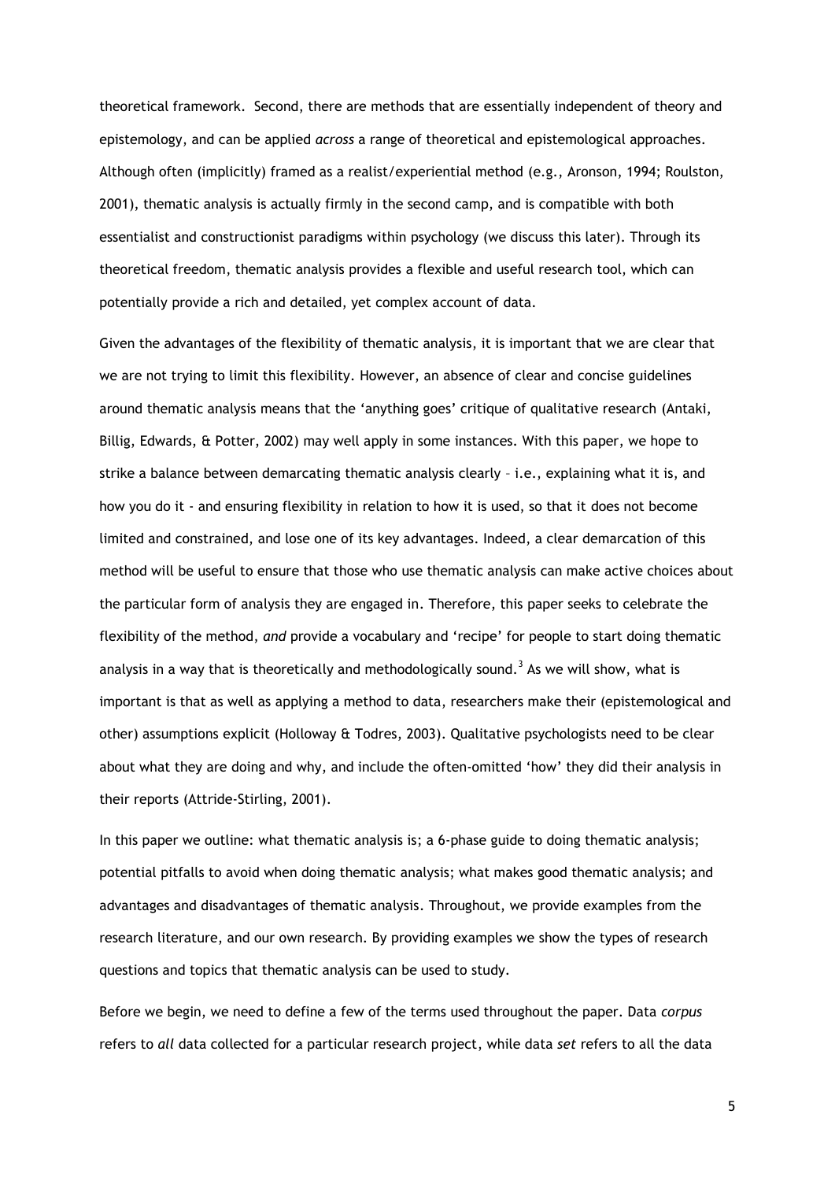theoretical framework. Second, there are methods that are essentially independent of theory and epistemology, and can be applied *across* a range of theoretical and epistemological approaches. Although often (implicitly) framed as a realist/experiential method (e.g., Aronson, 1994; Roulston, 2001), thematic analysis is actually firmly in the second camp, and is compatible with both essentialist and constructionist paradigms within psychology (we discuss this later). Through its theoretical freedom, thematic analysis provides a flexible and useful research tool, which can potentially provide a rich and detailed, yet complex account of data.

Given the advantages of the flexibility of thematic analysis, it is important that we are clear that we are not trying to limit this flexibility. However, an absence of clear and concise guidelines around thematic analysis means that the 'anything goes' critique of qualitative research (Antaki, Billig, Edwards, & Potter, 2002) may well apply in some instances. With this paper, we hope to strike a balance between demarcating thematic analysis clearly – i.e., explaining what it is, and how you do it - and ensuring flexibility in relation to how it is used, so that it does not become limited and constrained, and lose one of its key advantages. Indeed, a clear demarcation of this method will be useful to ensure that those who use thematic analysis can make active choices about the particular form of analysis they are engaged in. Therefore, this paper seeks to celebrate the flexibility of the method, *and* provide a vocabulary and 'recipe' for people to start doing thematic analysis in a way that is theoretically and methodologically sound.[3] As we will show, what is important is that as well as applying a method to data, researchers make their (epistemological and other) assumptions explicit (Holloway & Todres, 2003). Qualitative psychologists need to be clear about what they are doing and why, and include the often-omitted 'how' they did their analysis in their reports (Attride-Stirling, 2001).

In this paper we outline: what thematic analysis is; a 6-phase guide to doing thematic analysis; potential pitfalls to avoid when doing thematic analysis; what makes good thematic analysis; and advantages and disadvantages of thematic analysis. Throughout, we provide examples from the research literature, and our own research. By providing examples we show the types of research questions and topics that thematic analysis can be used to study.

Before we begin, we need to define a few of the terms used throughout the paper. Data *corpus* refers to *all* data collected for a particular research project, while data *set* refers to all the data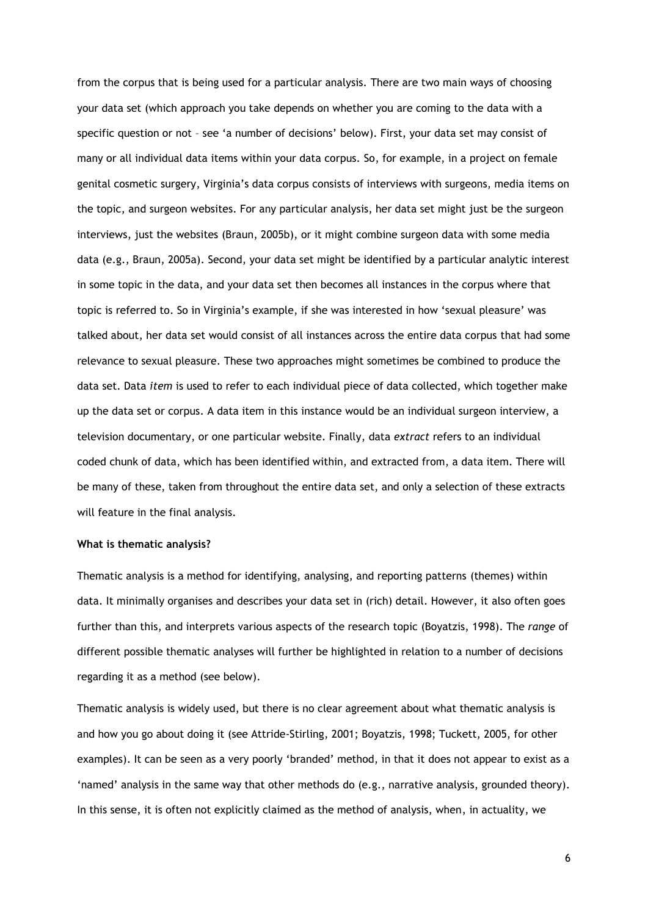from the corpus that is being used for a particular analysis. There are two main ways of choosing your data set (which approach you take depends on whether you are coming to the data with a specific question or not – see 'a number of decisions' below). First, your data set may consist of many or all individual data items within your data corpus. So, for example, in a project on female genital cosmetic surgery, Virginia's data corpus consists of interviews with surgeons, media items on the topic, and surgeon websites. For any particular analysis, her data set might just be the surgeon interviews, just the websites (Braun, 2005b), or it might combine surgeon data with some media data (e.g., Braun, 2005a). Second, your data set might be identified by a particular analytic interest in some topic in the data, and your data set then becomes all instances in the corpus where that topic is referred to. So in Virginia's example, if she was interested in how 'sexual pleasure' was talked about, her data set would consist of all instances across the entire data corpus that had some relevance to sexual pleasure. These two approaches might sometimes be combined to produce the data set. Data *item* is used to refer to each individual piece of data collected, which together make up the data set or corpus. A data item in this instance would be an individual surgeon interview, a television documentary, or one particular website. Finally, data *extract* refers to an individual coded chunk of data, which has been identified within, and extracted from, a data item. There will be many of these, taken from throughout the entire data set, and only a selection of these extracts will feature in the final analysis.

**What is thematic analysis?**

Thematic analysis is a method for identifying, analysing, and reporting patterns (themes) within data. It minimally organises and describes your data set in (rich) detail. However, it also often goes further than this, and interprets various aspects of the research topic (Boyatzis, 1998). The *range* of different possible thematic analyses will further be highlighted in relation to a number of decisions regarding it as a method (see below).

Thematic analysis is widely used, but there is no clear agreement about what thematic analysis is and how you go about doing it (see Attride-Stirling, 2001; Boyatzis, 1998; Tuckett, 2005, for other examples). It can be seen as a very poorly 'branded' method, in that it does not appear to exist as a 'named' analysis in the same way that other methods do (e.g., narrative analysis, grounded theory). In this sense, it is often not explicitly claimed as the method of analysis, when, in actuality, we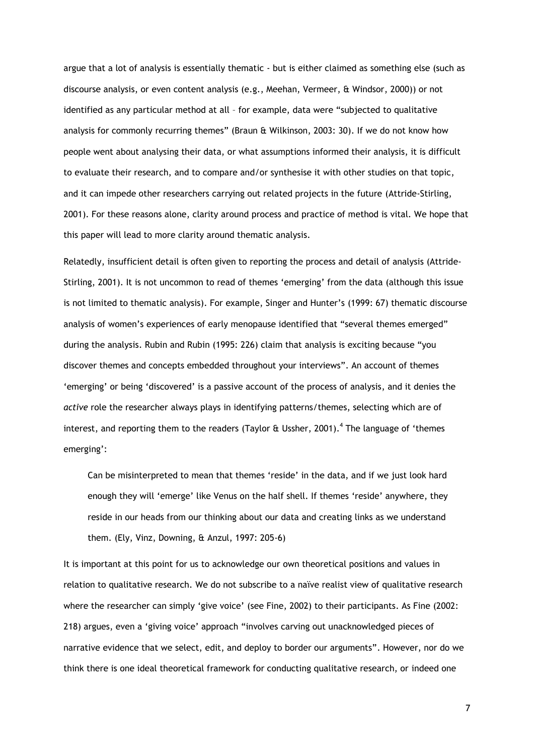argue that a lot of analysis is essentially thematic - but is either claimed as something else (such as discourse analysis, or even content analysis (e.g., Meehan, Vermeer, & Windsor, 2000)) or not identified as any particular method at all – for example, data were "subjected to qualitative analysis for commonly recurring themes" (Braun & Wilkinson, 2003: 30). If we do not know how people went about analysing their data, or what assumptions informed their analysis, it is difficult to evaluate their research, and to compare and/or synthesise it with other studies on that topic, and it can impede other researchers carrying out related projects in the future (Attride-Stirling, 2001). For these reasons alone, clarity around process and practice of method is vital. We hope that this paper will lead to more clarity around thematic analysis.

Relatedly, insufficient detail is often given to reporting the process and detail of analysis (Attride-Stirling, 2001). It is not uncommon to read of themes 'emerging' from the data (although this issue is not limited to thematic analysis). For example, Singer and Hunter's (1999: 67) thematic discourse analysis of women's experiences of early menopause identified that "several themes emerged" during the analysis. Rubin and Rubin (1995: 226) claim that analysis is exciting because "you discover themes and concepts embedded throughout your interviews". An account of themes 'emerging' or being 'discovered' is a passive account of the process of analysis, and it denies the *active* role the researcher always plays in identifying patterns/themes, selecting which are of interest, and reporting them to the readers (Taylor & Ussher, 2001).[4] The language of 'themes emerging':

> Can be misinterpreted to mean that themes 'reside' in the data, and if we just look hard enough they will 'emerge' like Venus on the half shell. If themes 'reside' anywhere, they reside in our heads from our thinking about our data and creating links as we understand them. (Ely, Vinz, Downing, & Anzul, 1997: 205-6)

It is important at this point for us to acknowledge our own theoretical positions and values in relation to qualitative research. We do not subscribe to a naïve realist view of qualitative research where the researcher can simply 'give voice' (see Fine, 2002) to their participants. As Fine (2002: 218) argues, even a 'giving voice' approach "involves carving out unacknowledged pieces of narrative evidence that we select, edit, and deploy to border our arguments". However, nor do we think there is one ideal theoretical framework for conducting qualitative research, or indeed one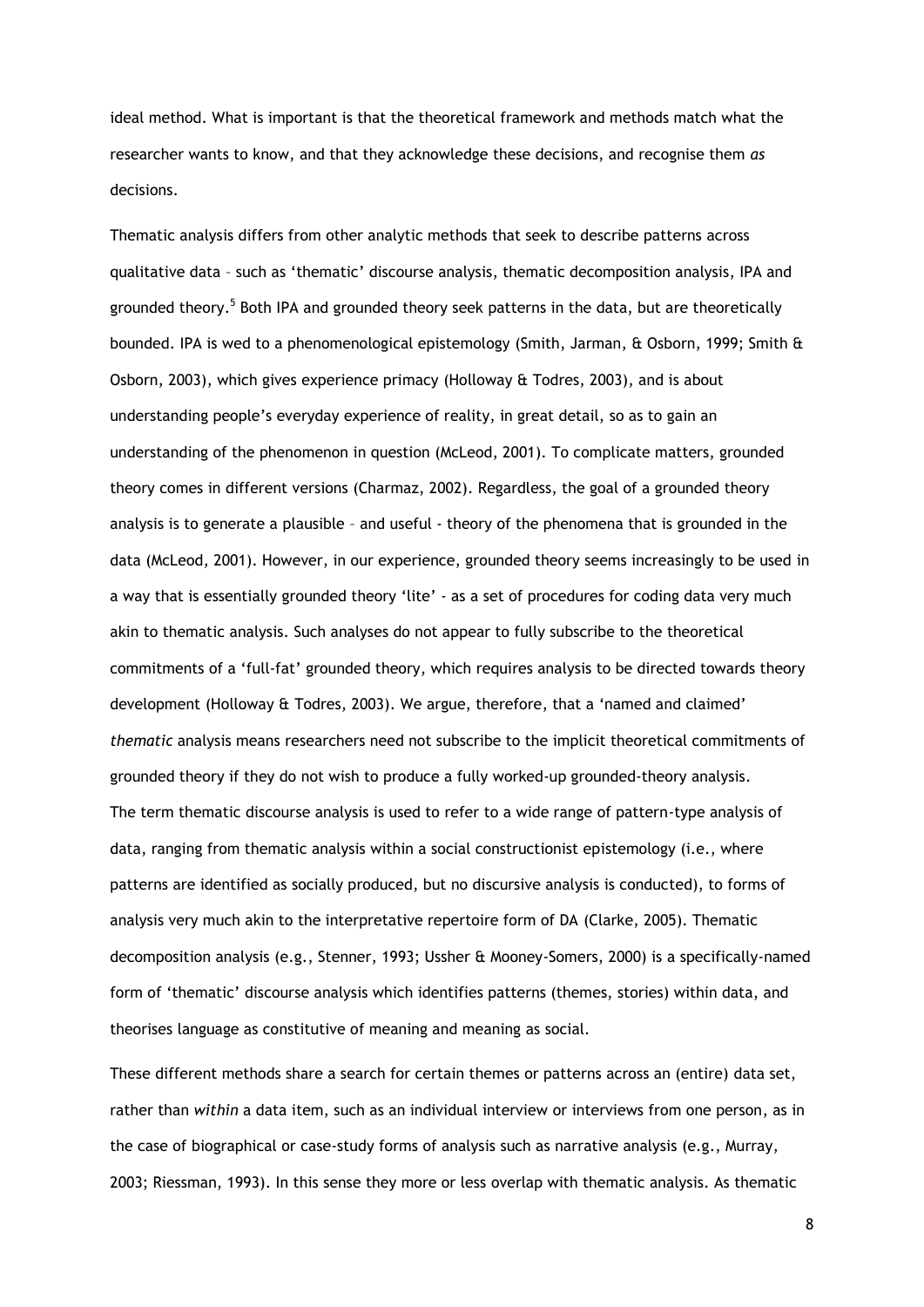ideal method. What is important is that the theoretical framework and methods match what the researcher wants to know, and that they acknowledge these decisions, and recognise them *as* decisions.

Thematic analysis differs from other analytic methods that seek to describe patterns across qualitative data – such as 'thematic' discourse analysis, thematic decomposition analysis, IPA and grounded theory.[5] Both IPA and grounded theory seek patterns in the data, but are theoretically bounded. IPA is wed to a phenomenological epistemology (Smith, Jarman, & Osborn, 1999; Smith & Osborn, 2003), which gives experience primacy (Holloway & Todres, 2003), and is about understanding people's everyday experience of reality, in great detail, so as to gain an understanding of the phenomenon in question (McLeod, 2001). To complicate matters, grounded theory comes in different versions (Charmaz, 2002). Regardless, the goal of a grounded theory analysis is to generate a plausible – and useful - theory of the phenomena that is grounded in the data (McLeod, 2001). However, in our experience, grounded theory seems increasingly to be used in a way that is essentially grounded theory 'lite' - as a set of procedures for coding data very much akin to thematic analysis. Such analyses do not appear to fully subscribe to the theoretical commitments of a 'full-fat' grounded theory, which requires analysis to be directed towards theory development (Holloway & Todres, 2003). We argue, therefore, that a 'named and claimed' *thematic* analysis means researchers need not subscribe to the implicit theoretical commitments of grounded theory if they do not wish to produce a fully worked-up grounded-theory analysis. The term thematic discourse analysis is used to refer to a wide range of pattern-type analysis of data, ranging from thematic analysis within a social constructionist epistemology (i.e., where patterns are identified as socially produced, but no discursive analysis is conducted), to forms of analysis very much akin to the interpretative repertoire form of DA (Clarke, 2005). Thematic decomposition analysis (e.g., Stenner, 1993; Ussher & Mooney-Somers, 2000) is a specifically-named form of 'thematic' discourse analysis which identifies patterns (themes, stories) within data, and theorises language as constitutive of meaning and meaning as social.

These different methods share a search for certain themes or patterns across an (entire) data set, rather than *within* a data item, such as an individual interview or interviews from one person, as in the case of biographical or case-study forms of analysis such as narrative analysis (e.g., Murray, 2003; Riessman, 1993). In this sense they more or less overlap with thematic analysis. As thematic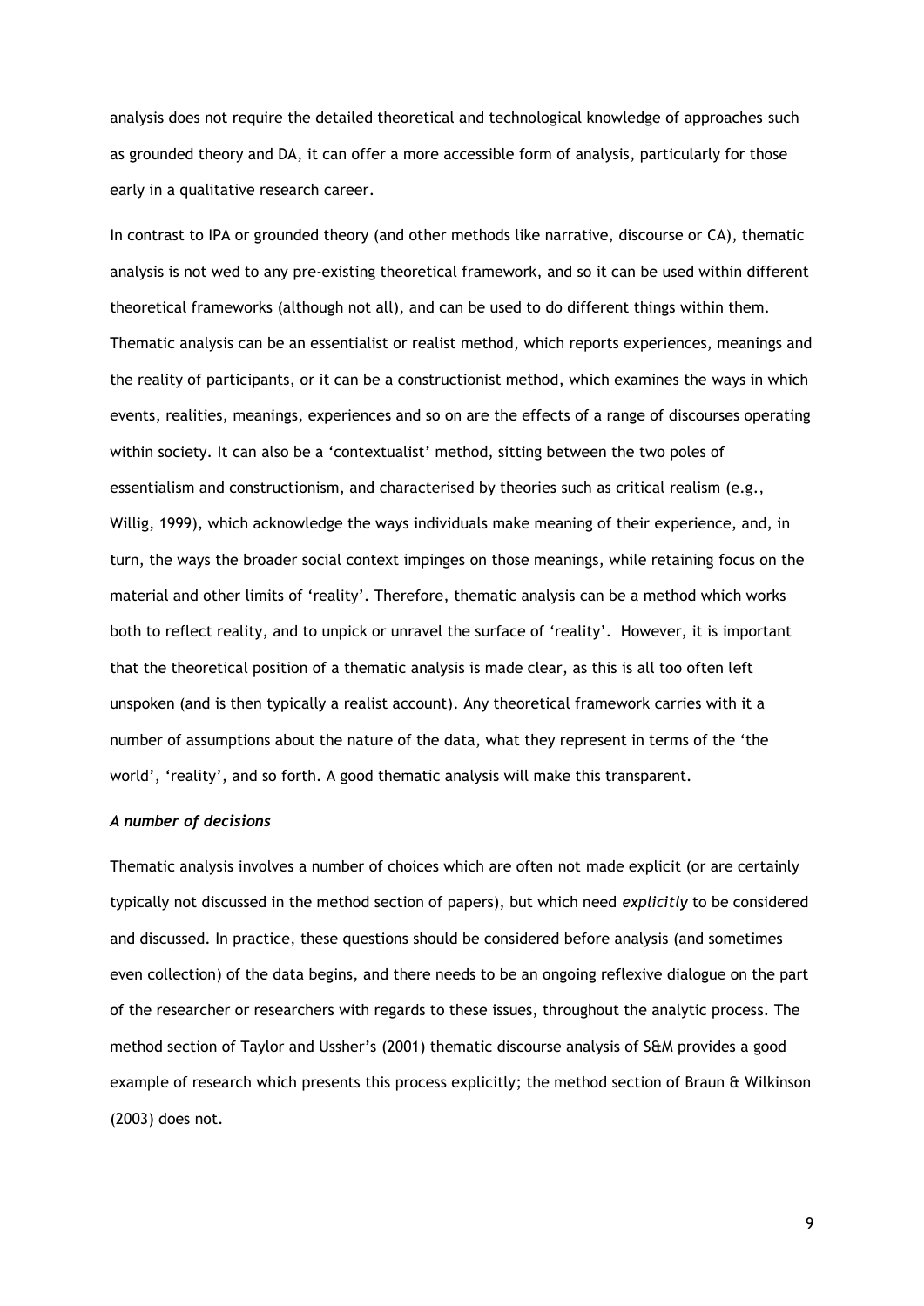analysis does not require the detailed theoretical and technological knowledge of approaches such as grounded theory and DA, it can offer a more accessible form of analysis, particularly for those early in a qualitative research career.

In contrast to IPA or grounded theory (and other methods like narrative, discourse or CA), thematic analysis is not wed to any pre-existing theoretical framework, and so it can be used within different theoretical frameworks (although not all), and can be used to do different things within them. Thematic analysis can be an essentialist or realist method, which reports experiences, meanings and the reality of participants, or it can be a constructionist method, which examines the ways in which events, realities, meanings, experiences and so on are the effects of a range of discourses operating within society. It can also be a 'contextualist' method, sitting between the two poles of essentialism and constructionism, and characterised by theories such as critical realism (e.g., Willig, 1999), which acknowledge the ways individuals make meaning of their experience, and, in turn, the ways the broader social context impinges on those meanings, while retaining focus on the material and other limits of 'reality'. Therefore, thematic analysis can be a method which works both to reflect reality, and to unpick or unravel the surface of 'reality'. However, it is important that the theoretical position of a thematic analysis is made clear, as this is all too often left unspoken (and is then typically a realist account). Any theoretical framework carries with it a number of assumptions about the nature of the data, what they represent in terms of the 'the world', 'reality', and so forth. A good thematic analysis will make this transparent.

### *A number of decisions*

Thematic analysis involves a number of choices which are often not made explicit (or are certainly typically not discussed in the method section of papers), but which need *explicitly* to be considered and discussed. In practice, these questions should be considered before analysis (and sometimes even collection) of the data begins, and there needs to be an ongoing reflexive dialogue on the part of the researcher or researchers with regards to these issues, throughout the analytic process. The method section of Taylor and Ussher's (2001) thematic discourse analysis of S&M provides a good example of research which presents this process explicitly; the method section of Braun & Wilkinson (2003) does not.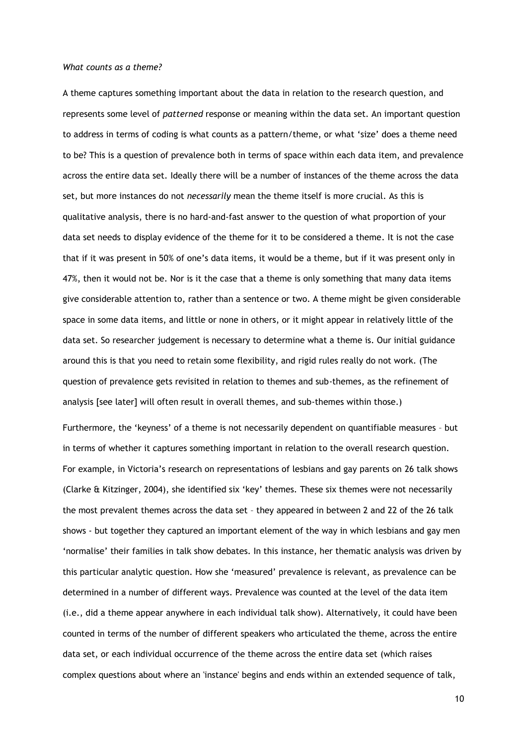*What counts as a theme?*

A theme captures something important about the data in relation to the research question, and represents some level of *patterned* response or meaning within the data set. An important question to address in terms of coding is what counts as a pattern/theme, or what 'size' does a theme need to be? This is a question of prevalence both in terms of space within each data item, and prevalence across the entire data set. Ideally there will be a number of instances of the theme across the data set, but more instances do not *necessarily* mean the theme itself is more crucial. As this is qualitative analysis, there is no hard-and-fast answer to the question of what proportion of your data set needs to display evidence of the theme for it to be considered a theme. It is not the case that if it was present in 50% of one's data items, it would be a theme, but if it was present only in 47%, then it would not be. Nor is it the case that a theme is only something that many data items give considerable attention to, rather than a sentence or two. A theme might be given considerable space in some data items, and little or none in others, or it might appear in relatively little of the data set. So researcher judgement is necessary to determine what a theme is. Our initial guidance around this is that you need to retain some flexibility, and rigid rules really do not work. (The question of prevalence gets revisited in relation to themes and sub-themes, as the refinement of analysis [see later] will often result in overall themes, and sub-themes within those.)

Furthermore, the 'keyness' of a theme is not necessarily dependent on quantifiable measures – but in terms of whether it captures something important in relation to the overall research question. For example, in Victoria's research on representations of lesbians and gay parents on 26 talk shows (Clarke & Kitzinger, 2004), she identified six 'key' themes. These six themes were not necessarily the most prevalent themes across the data set – they appeared in between 2 and 22 of the 26 talk shows - but together they captured an important element of the way in which lesbians and gay men 'normalise' their families in talk show debates. In this instance, her thematic analysis was driven by this particular analytic question. How she 'measured' prevalence is relevant, as prevalence can be determined in a number of different ways. Prevalence was counted at the level of the data item (i.e., did a theme appear anywhere in each individual talk show). Alternatively, it could have been counted in terms of the number of different speakers who articulated the theme, across the entire data set, or each individual occurrence of the theme across the entire data set (which raises complex questions about where an 'instance' begins and ends within an extended sequence of talk,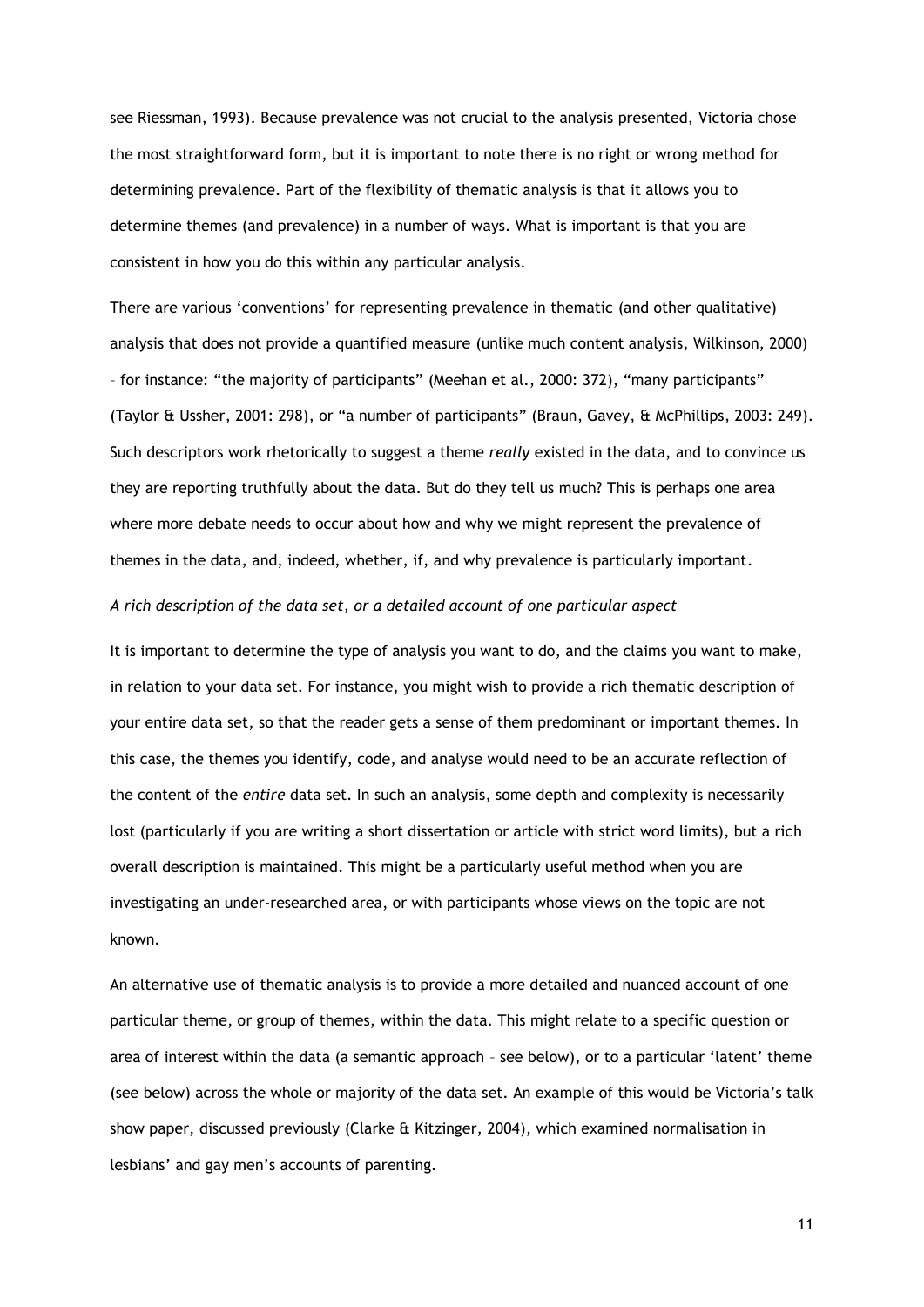see Riessman, 1993). Because prevalence was not crucial to the analysis presented, Victoria chose the most straightforward form, but it is important to note there is no right or wrong method for determining prevalence. Part of the flexibility of thematic analysis is that it allows you to determine themes (and prevalence) in a number of ways. What is important is that you are consistent in how you do this within any particular analysis.

There are various 'conventions' for representing prevalence in thematic (and other qualitative) analysis that does not provide a quantified measure (unlike much content analysis, Wilkinson, 2000) – for instance: "the majority of participants" (Meehan et al., 2000: 372), "many participants" (Taylor & Ussher, 2001: 298), or "a number of participants" (Braun, Gavey, & McPhillips, 2003: 249). Such descriptors work rhetorically to suggest a theme *really* existed in the data, and to convince us they are reporting truthfully about the data. But do they tell us much? This is perhaps one area where more debate needs to occur about how and why we might represent the prevalence of themes in the data, and, indeed, whether, if, and why prevalence is particularly important.

*A rich description of the data set, or a detailed account of one particular aspect*

It is important to determine the type of analysis you want to do, and the claims you want to make, in relation to your data set. For instance, you might wish to provide a rich thematic description of your entire data set, so that the reader gets a sense of them predominant or important themes. In this case, the themes you identify, code, and analyse would need to be an accurate reflection of the content of the *entire* data set. In such an analysis, some depth and complexity is necessarily lost (particularly if you are writing a short dissertation or article with strict word limits), but a rich overall description is maintained. This might be a particularly useful method when you are investigating an under-researched area, or with participants whose views on the topic are not known.

An alternative use of thematic analysis is to provide a more detailed and nuanced account of one particular theme, or group of themes, within the data. This might relate to a specific question or area of interest within the data (a semantic approach – see below), or to a particular 'latent' theme (see below) across the whole or majority of the data set. An example of this would be Victoria's talk show paper, discussed previously (Clarke & Kitzinger, 2004), which examined normalisation in lesbians' and gay men's accounts of parenting.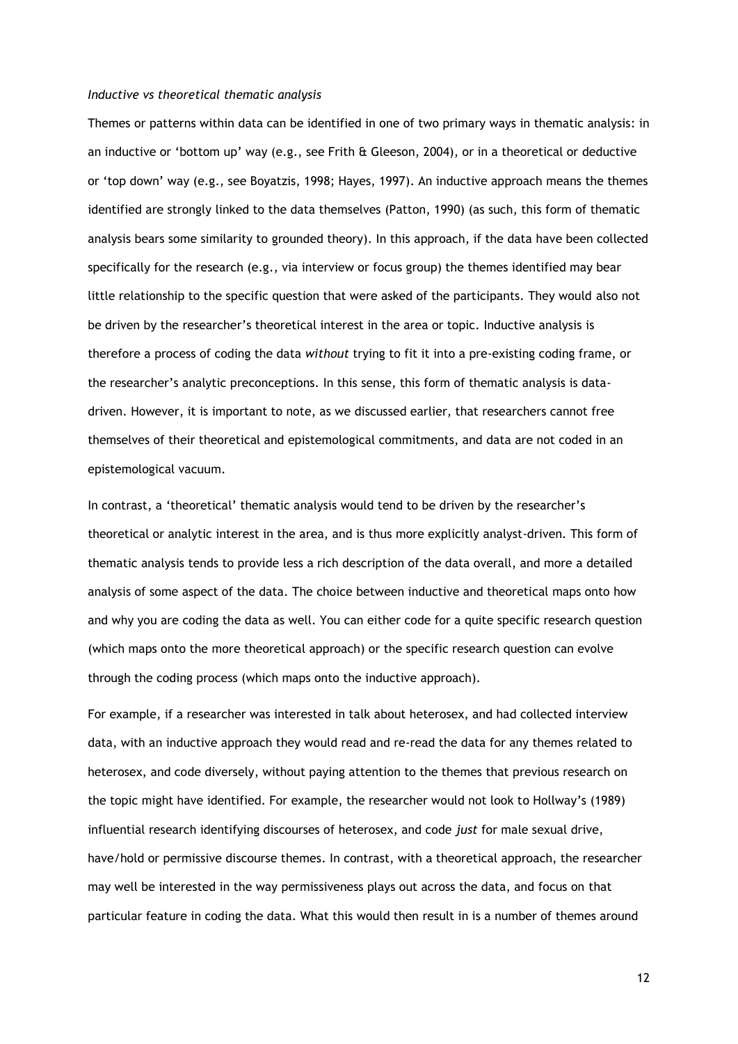*Inductive vs theoretical thematic analysis*

Themes or patterns within data can be identified in one of two primary ways in thematic analysis: in an inductive or 'bottom up' way (e.g., see Frith & Gleeson, 2004), or in a theoretical or deductive or 'top down' way (e.g., see Boyatzis, 1998; Hayes, 1997). An inductive approach means the themes identified are strongly linked to the data themselves (Patton, 1990) (as such, this form of thematic analysis bears some similarity to grounded theory). In this approach, if the data have been collected specifically for the research (e.g., via interview or focus group) the themes identified may bear little relationship to the specific question that were asked of the participants. They would also not be driven by the researcher's theoretical interest in the area or topic. Inductive analysis is therefore a process of coding the data *without* trying to fit it into a pre-existing coding frame, or the researcher's analytic preconceptions. In this sense, this form of thematic analysis is data-driven. However, it is important to note, as we discussed earlier, that researchers cannot free themselves of their theoretical and epistemological commitments, and data are not coded in an epistemological vacuum.

In contrast, a 'theoretical' thematic analysis would tend to be driven by the researcher's theoretical or analytic interest in the area, and is thus more explicitly analyst-driven. This form of thematic analysis tends to provide less a rich description of the data overall, and more a detailed analysis of some aspect of the data. The choice between inductive and theoretical maps onto how and why you are coding the data as well. You can either code for a quite specific research question (which maps onto the more theoretical approach) or the specific research question can evolve through the coding process (which maps onto the inductive approach).

For example, if a researcher was interested in talk about heterosex, and had collected interview data, with an inductive approach they would read and re-read the data for any themes related to heterosex, and code diversely, without paying attention to the themes that previous research on the topic might have identified. For example, the researcher would not look to Hollway's (1989) influential research identifying discourses of heterosex, and code *just* for male sexual drive, have/hold or permissive discourse themes. In contrast, with a theoretical approach, the researcher may well be interested in the way permissiveness plays out across the data, and focus on that particular feature in coding the data. What this would then result in is a number of themes around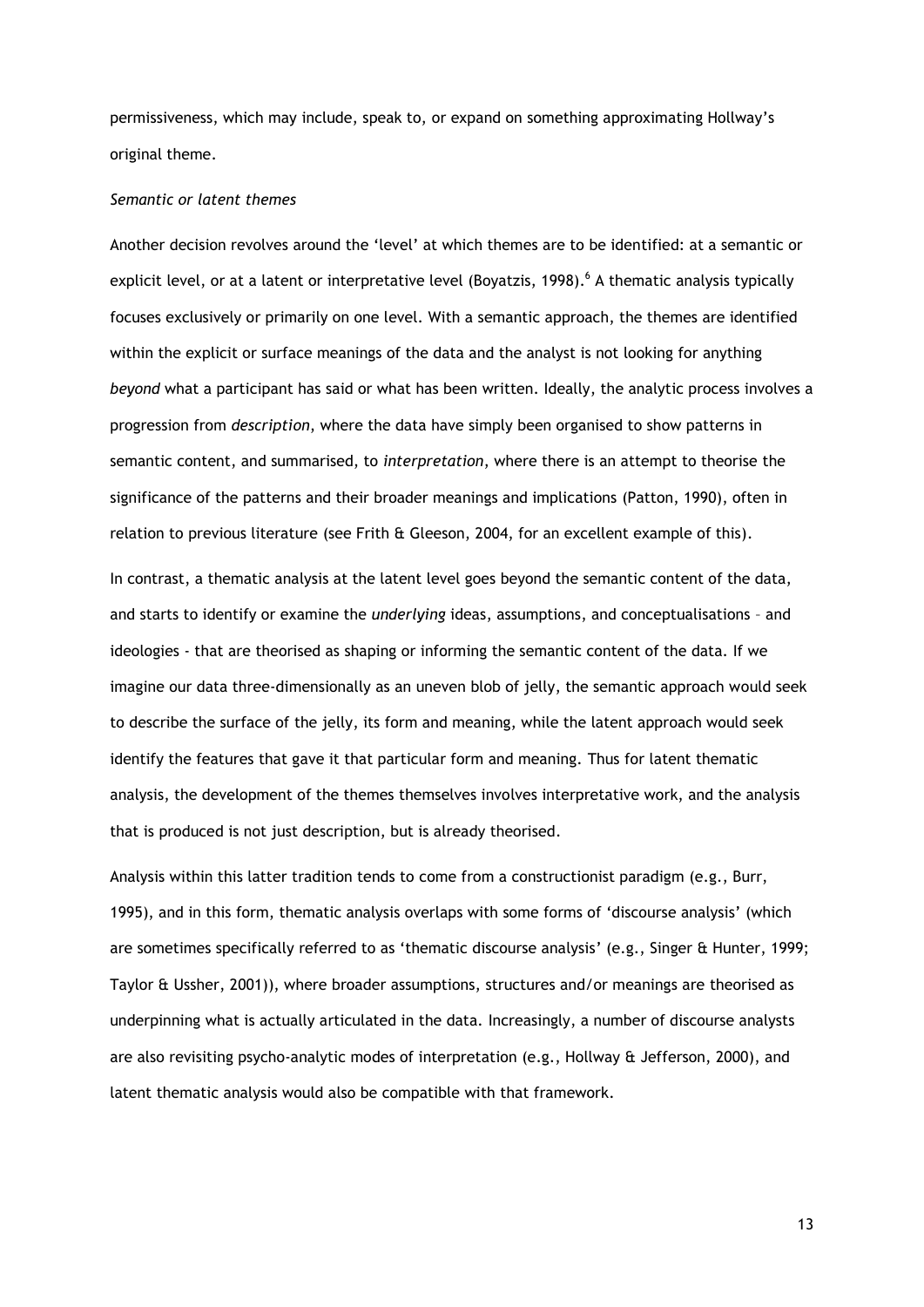permissiveness, which may include, speak to, or expand on something approximating Hollway's original theme.

*Semantic or latent themes*

Another decision revolves around the 'level' at which themes are to be identified: at a semantic or explicit level, or at a latent or interpretative level (Boyatzis, 1998).[6] A thematic analysis typically focuses exclusively or primarily on one level. With a semantic approach, the themes are identified within the explicit or surface meanings of the data and the analyst is not looking for anything *beyond* what a participant has said or what has been written. Ideally, the analytic process involves a progression from *description*, where the data have simply been organised to show patterns in semantic content, and summarised, to *interpretation*, where there is an attempt to theorise the significance of the patterns and their broader meanings and implications (Patton, 1990), often in relation to previous literature (see Frith & Gleeson, 2004, for an excellent example of this).

In contrast, a thematic analysis at the latent level goes beyond the semantic content of the data, and starts to identify or examine the *underlying* ideas, assumptions, and conceptualisations – and ideologies - that are theorised as shaping or informing the semantic content of the data. If we imagine our data three-dimensionally as an uneven blob of jelly, the semantic approach would seek to describe the surface of the jelly, its form and meaning, while the latent approach would seek identify the features that gave it that particular form and meaning. Thus for latent thematic analysis, the development of the themes themselves involves interpretative work, and the analysis that is produced is not just description, but is already theorised.

Analysis within this latter tradition tends to come from a constructionist paradigm (e.g., Burr, 1995), and in this form, thematic analysis overlaps with some forms of 'discourse analysis' (which are sometimes specifically referred to as 'thematic discourse analysis' (e.g., Singer & Hunter, 1999; Taylor & Ussher, 2001)), where broader assumptions, structures and/or meanings are theorised as underpinning what is actually articulated in the data. Increasingly, a number of discourse analysts are also revisiting psycho-analytic modes of interpretation (e.g., Hollway & Jefferson, 2000), and latent thematic analysis would also be compatible with that framework.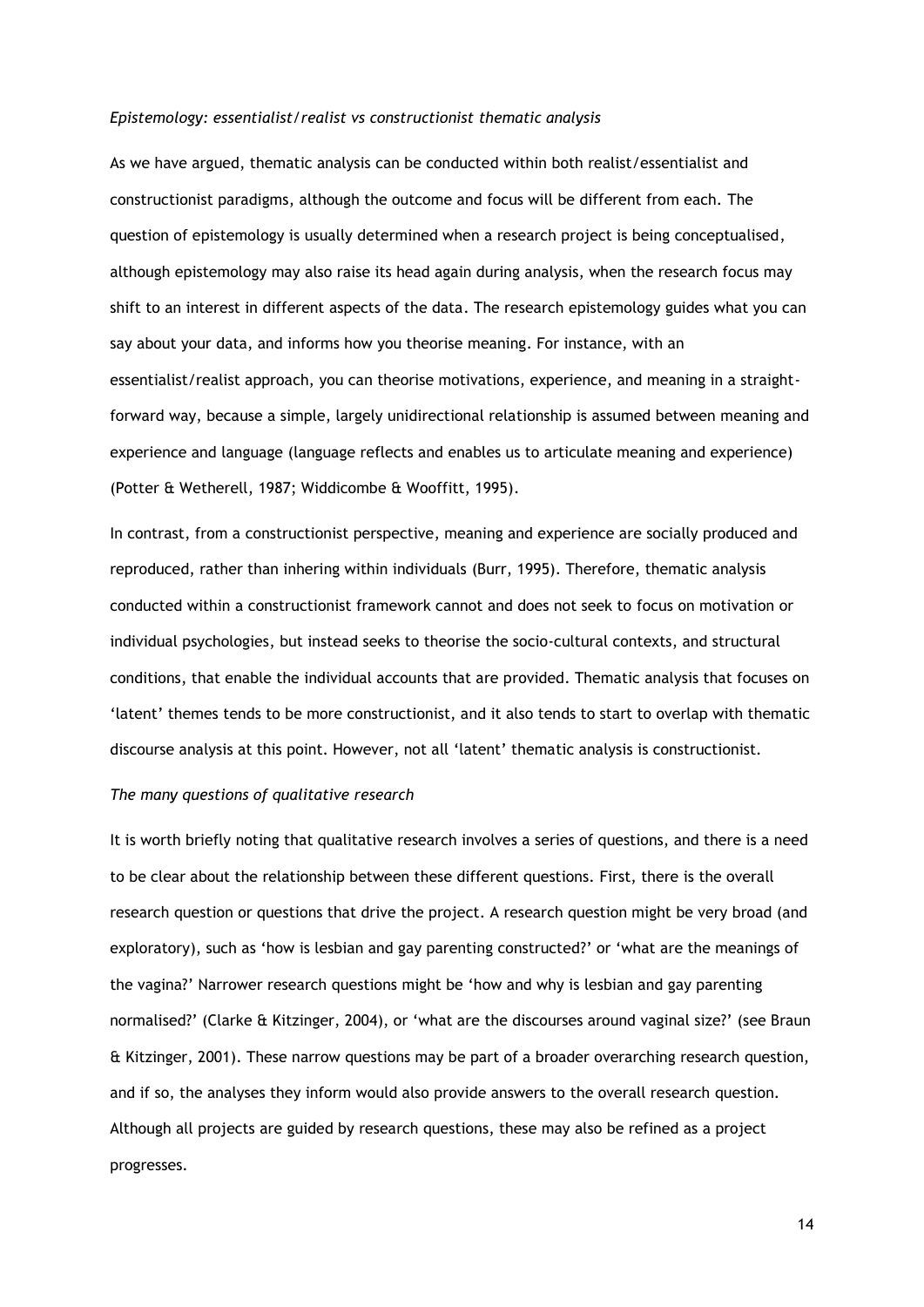*Epistemology: essentialist/realist vs constructionist thematic analysis*

As we have argued, thematic analysis can be conducted within both realist/essentialist and constructionist paradigms, although the outcome and focus will be different from each. The question of epistemology is usually determined when a research project is being conceptualised, although epistemology may also raise its head again during analysis, when the research focus may shift to an interest in different aspects of the data. The research epistemology guides what you can say about your data, and informs how you theorise meaning. For instance, with an essentialist/realist approach, you can theorise motivations, experience, and meaning in a straight-forward way, because a simple, largely unidirectional relationship is assumed between meaning and experience and language (language reflects and enables us to articulate meaning and experience) (Potter & Wetherell, 1987; Widdicombe & Wooffitt, 1995).

In contrast, from a constructionist perspective, meaning and experience are socially produced and reproduced, rather than inhering within individuals (Burr, 1995). Therefore, thematic analysis conducted within a constructionist framework cannot and does not seek to focus on motivation or individual psychologies, but instead seeks to theorise the socio-cultural contexts, and structural conditions, that enable the individual accounts that are provided. Thematic analysis that focuses on 'latent' themes tends to be more constructionist, and it also tends to start to overlap with thematic discourse analysis at this point. However, not all 'latent' thematic analysis is constructionist.

*The many questions of qualitative research*

It is worth briefly noting that qualitative research involves a series of questions, and there is a need to be clear about the relationship between these different questions. First, there is the overall research question or questions that drive the project. A research question might be very broad (and exploratory), such as 'how is lesbian and gay parenting constructed?' or 'what are the meanings of the vagina?' Narrower research questions might be 'how and why is lesbian and gay parenting normalised?' (Clarke & Kitzinger, 2004), or 'what are the discourses around vaginal size?' (see Braun & Kitzinger, 2001). These narrow questions may be part of a broader overarching research question, and if so, the analyses they inform would also provide answers to the overall research question. Although all projects are guided by research questions, these may also be refined as a project progresses.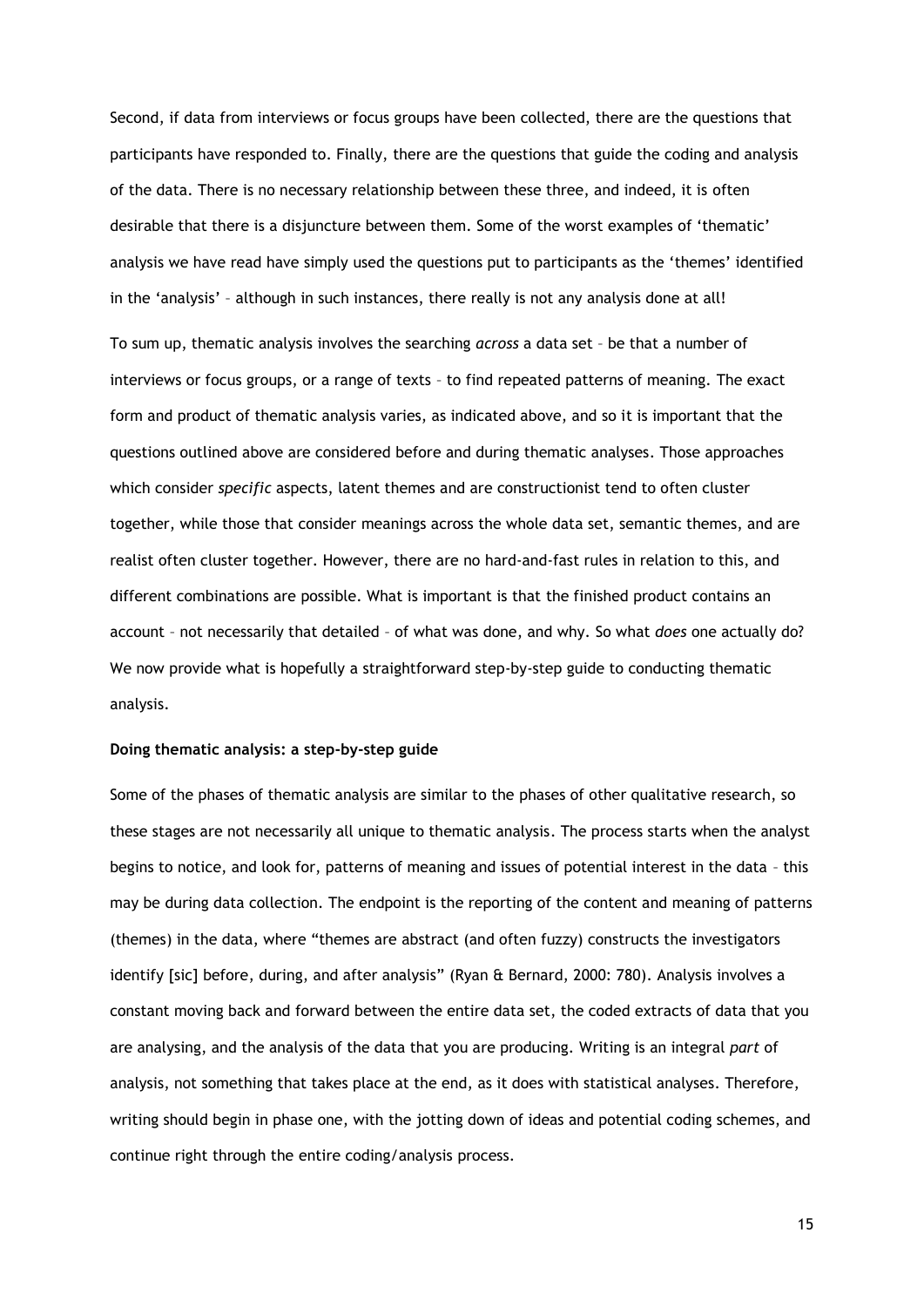Second, if data from interviews or focus groups have been collected, there are the questions that participants have responded to. Finally, there are the questions that guide the coding and analysis of the data. There is no necessary relationship between these three, and indeed, it is often desirable that there is a disjuncture between them. Some of the worst examples of 'thematic' analysis we have read have simply used the questions put to participants as the 'themes' identified in the 'analysis' – although in such instances, there really is not any analysis done at all!

To sum up, thematic analysis involves the searching *across* a data set – be that a number of interviews or focus groups, or a range of texts – to find repeated patterns of meaning. The exact form and product of thematic analysis varies, as indicated above, and so it is important that the questions outlined above are considered before and during thematic analyses. Those approaches which consider *specific* aspects, latent themes and are constructionist tend to often cluster together, while those that consider meanings across the whole data set, semantic themes, and are realist often cluster together. However, there are no hard-and-fast rules in relation to this, and different combinations are possible. What is important is that the finished product contains an account – not necessarily that detailed – of what was done, and why. So what *does* one actually do? We now provide what is hopefully a straightforward step-by-step guide to conducting thematic analysis.

**Doing thematic analysis: a step-by-step guide**

Some of the phases of thematic analysis are similar to the phases of other qualitative research, so these stages are not necessarily all unique to thematic analysis. The process starts when the analyst begins to notice, and look for, patterns of meaning and issues of potential interest in the data – this may be during data collection. The endpoint is the reporting of the content and meaning of patterns (themes) in the data, where "themes are abstract (and often fuzzy) constructs the investigators identify [sic] before, during, and after analysis" (Ryan & Bernard, 2000: 780). Analysis involves a constant moving back and forward between the entire data set, the coded extracts of data that you are analysing, and the analysis of the data that you are producing. Writing is an integral *part* of analysis, not something that takes place at the end, as it does with statistical analyses. Therefore, writing should begin in phase one, with the jotting down of ideas and potential coding schemes, and continue right through the entire coding/analysis process.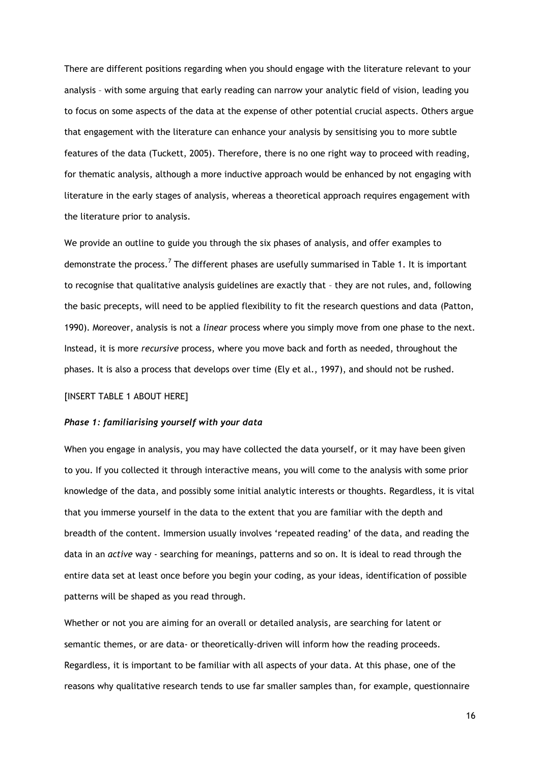There are different positions regarding when you should engage with the literature relevant to your analysis – with some arguing that early reading can narrow your analytic field of vision, leading you to focus on some aspects of the data at the expense of other potential crucial aspects. Others argue that engagement with the literature can enhance your analysis by sensitising you to more subtle features of the data (Tuckett, 2005). Therefore, there is no one right way to proceed with reading, for thematic analysis, although a more inductive approach would be enhanced by not engaging with literature in the early stages of analysis, whereas a theoretical approach requires engagement with the literature prior to analysis.

We provide an outline to guide you through the six phases of analysis, and offer examples to demonstrate the process.[7] The different phases are usefully summarised in Table 1. It is important to recognise that qualitative analysis guidelines are exactly that – they are not rules, and, following the basic precepts, will need to be applied flexibility to fit the research questions and data (Patton, 1990). Moreover, analysis is not a *linear* process where you simply move from one phase to the next. Instead, it is more *recursive* process, where you move back and forth as needed, throughout the phases. It is also a process that develops over time (Ely et al., 1997), and should not be rushed.

[INSERT TABLE 1 ABOUT HERE]

### *Phase 1: familiarising yourself with your data*

When you engage in analysis, you may have collected the data yourself, or it may have been given to you. If you collected it through interactive means, you will come to the analysis with some prior knowledge of the data, and possibly some initial analytic interests or thoughts. Regardless, it is vital that you immerse yourself in the data to the extent that you are familiar with the depth and breadth of the content. Immersion usually involves 'repeated reading' of the data, and reading the data in an *active* way - searching for meanings, patterns and so on. It is ideal to read through the entire data set at least once before you begin your coding, as your ideas, identification of possible patterns will be shaped as you read through.

Whether or not you are aiming for an overall or detailed analysis, are searching for latent or semantic themes, or are data- or theoretically-driven will inform how the reading proceeds. Regardless, it is important to be familiar with all aspects of your data. At this phase, one of the reasons why qualitative research tends to use far smaller samples than, for example, questionnaire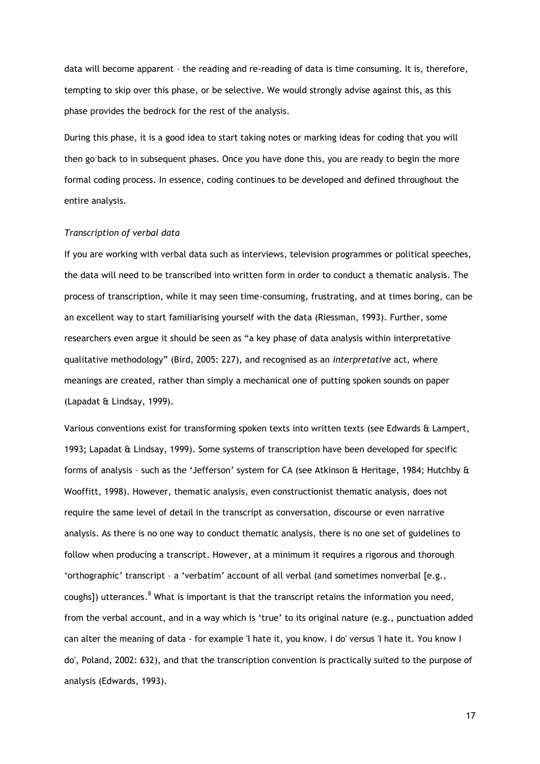data will become apparent – the reading and re-reading of data is time consuming. It is, therefore, tempting to skip over this phase, or be selective. We would strongly advise against this, as this phase provides the bedrock for the rest of the analysis.

During this phase, it is a good idea to start taking notes or marking ideas for coding that you will then go back to in subsequent phases. Once you have done this, you are ready to begin the more formal coding process. In essence, coding continues to be developed and defined throughout the entire analysis.

*Transcription of verbal data*

If you are working with verbal data such as interviews, television programmes or political speeches, the data will need to be transcribed into written form in order to conduct a thematic analysis. The process of transcription, while it may seen time-consuming, frustrating, and at times boring, can be an excellent way to start familiarising yourself with the data (Riessman, 1993). Further, some researchers even argue it should be seen as "a key phase of data analysis within interpretative qualitative methodology" (Bird, 2005: 227), and recognised as an *interpretative* act, where meanings are created, rather than simply a mechanical one of putting spoken sounds on paper (Lapadat & Lindsay, 1999).

Various conventions exist for transforming spoken texts into written texts (see Edwards & Lampert, 1993; Lapadat & Lindsay, 1999). Some systems of transcription have been developed for specific forms of analysis – such as the 'Jefferson' system for CA (see Atkinson & Heritage, 1984; Hutchby & Wooffitt, 1998). However, thematic analysis, even constructionist thematic analysis, does not require the same level of detail in the transcript as conversation, discourse or even narrative analysis. As there is no one way to conduct thematic analysis, there is no one set of guidelines to follow when producing a transcript. However, at a minimum it requires a rigorous and thorough 'orthographic' transcript – a 'verbatim' account of all verbal (and sometimes nonverbal [e.g., coughs]) utterances.[8] What is important is that the transcript retains the information you need, from the verbal account, and in a way which is 'true' to its original nature (e.g., punctuation added can alter the meaning of data - for example 'I hate it, you know. I do' versus 'I hate it. You know I do', Poland, 2002: 632), and that the transcription convention is practically suited to the purpose of analysis (Edwards, 1993).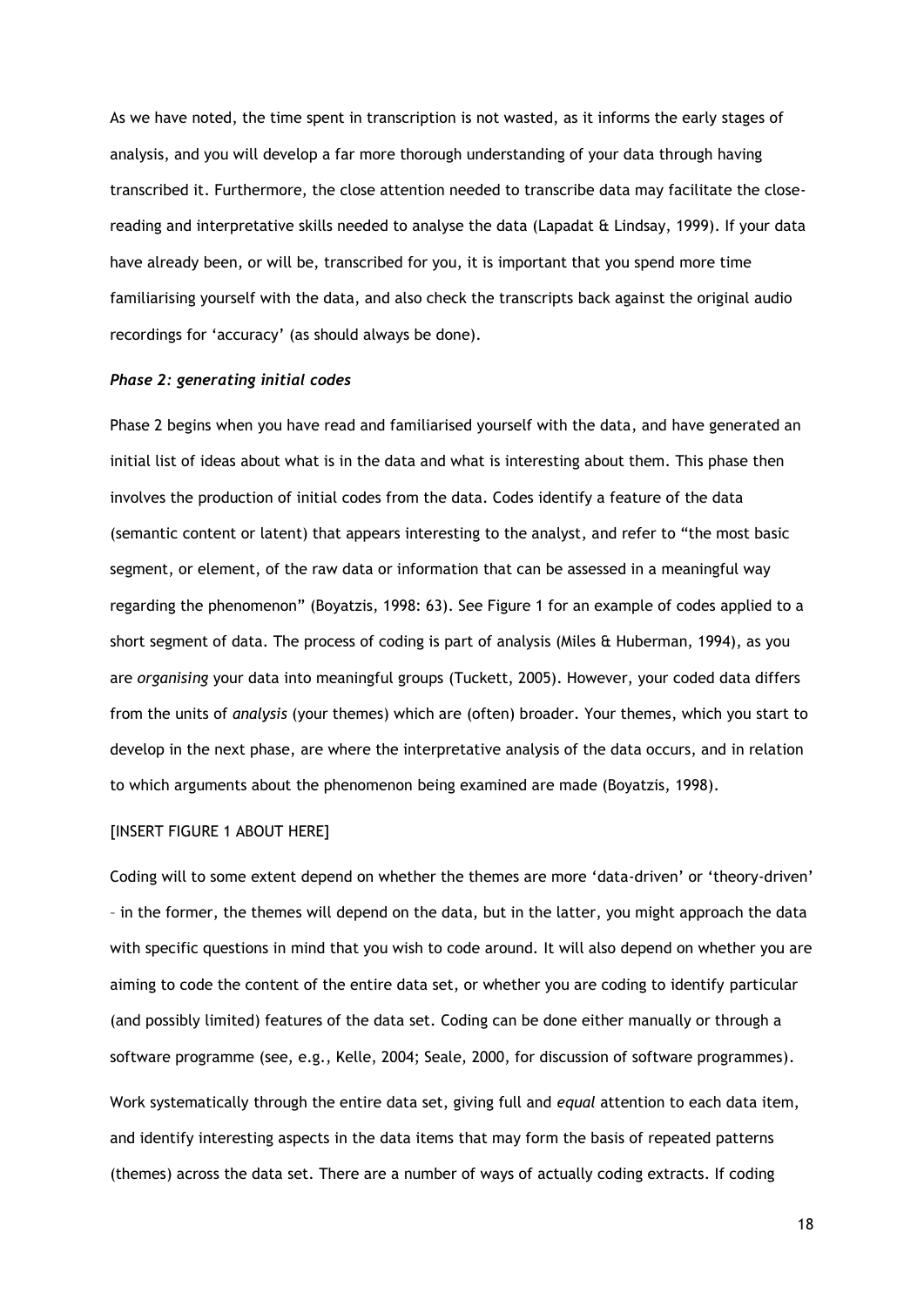As we have noted, the time spent in transcription is not wasted, as it informs the early stages of analysis, and you will develop a far more thorough understanding of your data through having transcribed it. Furthermore, the close attention needed to transcribe data may facilitate the close-reading and interpretative skills needed to analyse the data (Lapadat & Lindsay, 1999). If your data have already been, or will be, transcribed for you, it is important that you spend more time familiarising yourself with the data, and also check the transcripts back against the original audio recordings for 'accuracy' (as should always be done).

### *Phase 2: generating initial codes*

Phase 2 begins when you have read and familiarised yourself with the data, and have generated an initial list of ideas about what is in the data and what is interesting about them. This phase then involves the production of initial codes from the data. Codes identify a feature of the data (semantic content or latent) that appears interesting to the analyst, and refer to "the most basic segment, or element, of the raw data or information that can be assessed in a meaningful way regarding the phenomenon" (Boyatzis, 1998: 63). See Figure 1 for an example of codes applied to a short segment of data. The process of coding is part of analysis (Miles & Huberman, 1994), as you are *organising* your data into meaningful groups (Tuckett, 2005). However, your coded data differs from the units of *analysis* (your themes) which are (often) broader. Your themes, which you start to develop in the next phase, are where the interpretative analysis of the data occurs, and in relation to which arguments about the phenomenon being examined are made (Boyatzis, 1998).

[INSERT FIGURE 1 ABOUT HERE]

Coding will to some extent depend on whether the themes are more 'data-driven' or 'theory-driven' – in the former, the themes will depend on the data, but in the latter, you might approach the data with specific questions in mind that you wish to code around. It will also depend on whether you are aiming to code the content of the entire data set, or whether you are coding to identify particular (and possibly limited) features of the data set. Coding can be done either manually or through a software programme (see, e.g., Kelle, 2004; Seale, 2000, for discussion of software programmes).

Work systematically through the entire data set, giving full and *equal* attention to each data item, and identify interesting aspects in the data items that may form the basis of repeated patterns (themes) across the data set. There are a number of ways of actually coding extracts. If coding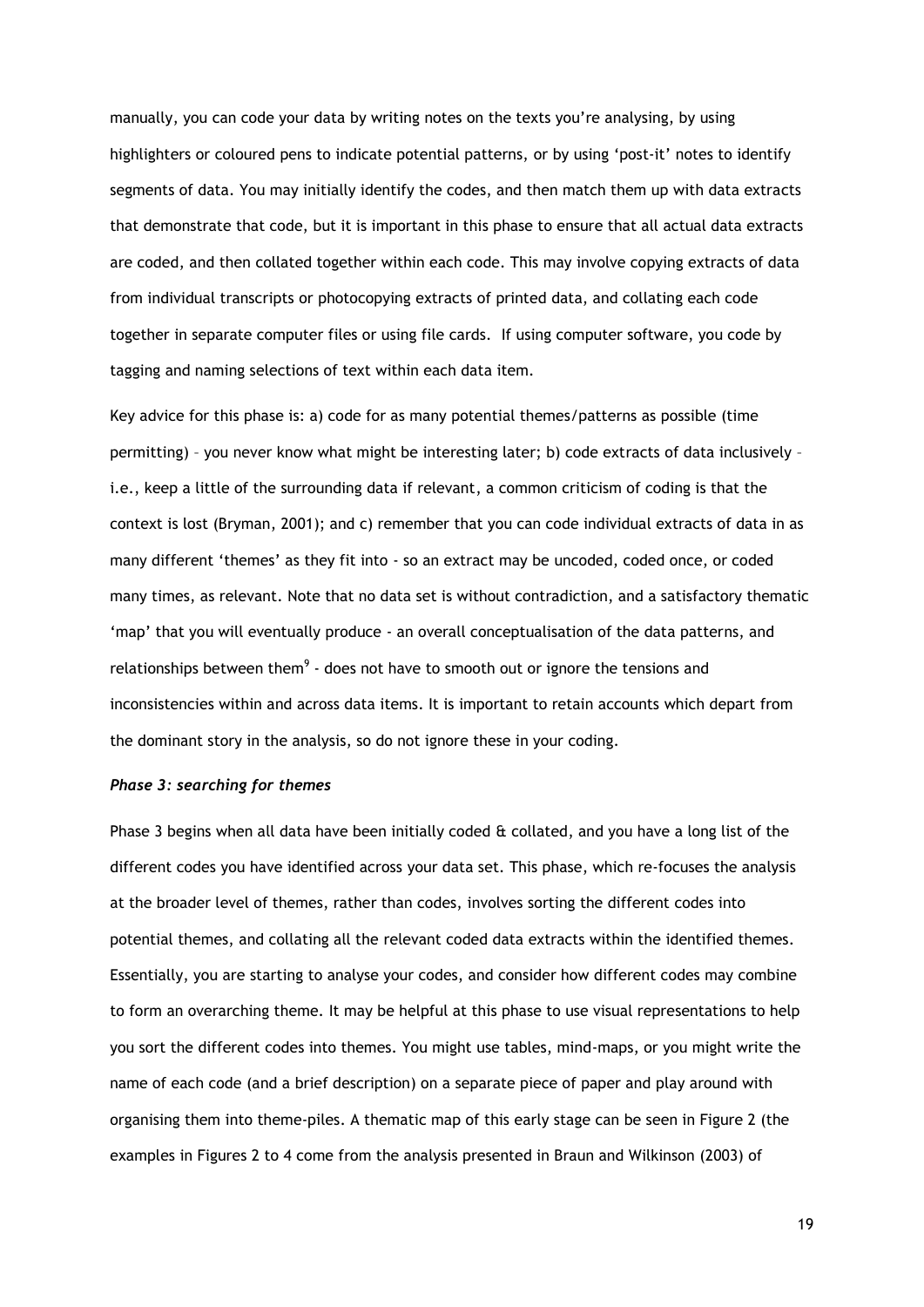manually, you can code your data by writing notes on the texts you're analysing, by using highlighters or coloured pens to indicate potential patterns, or by using 'post-it' notes to identify segments of data. You may initially identify the codes, and then match them up with data extracts that demonstrate that code, but it is important in this phase to ensure that all actual data extracts are coded, and then collated together within each code. This may involve copying extracts of data from individual transcripts or photocopying extracts of printed data, and collating each code together in separate computer files or using file cards. If using computer software, you code by tagging and naming selections of text within each data item.

Key advice for this phase is: a) code for as many potential themes/patterns as possible (time permitting) – you never know what might be interesting later; b) code extracts of data inclusively – i.e., keep a little of the surrounding data if relevant, a common criticism of coding is that the context is lost (Bryman, 2001); and c) remember that you can code individual extracts of data in as many different 'themes' as they fit into - so an extract may be uncoded, coded once, or coded many times, as relevant. Note that no data set is without contradiction, and a satisfactory thematic 'map' that you will eventually produce - an overall conceptualisation of the data patterns, and relationships between them[9] - does not have to smooth out or ignore the tensions and inconsistencies within and across data items. It is important to retain accounts which depart from the dominant story in the analysis, so do not ignore these in your coding.

### *Phase 3: searching for themes*

Phase 3 begins when all data have been initially coded & collated, and you have a long list of the different codes you have identified across your data set. This phase, which re-focuses the analysis at the broader level of themes, rather than codes, involves sorting the different codes into potential themes, and collating all the relevant coded data extracts within the identified themes. Essentially, you are starting to analyse your codes, and consider how different codes may combine to form an overarching theme. It may be helpful at this phase to use visual representations to help you sort the different codes into themes. You might use tables, mind-maps, or you might write the name of each code (and a brief description) on a separate piece of paper and play around with organising them into theme-piles. A thematic map of this early stage can be seen in Figure 2 (the examples in Figures 2 to 4 come from the analysis presented in Braun and Wilkinson (2003) of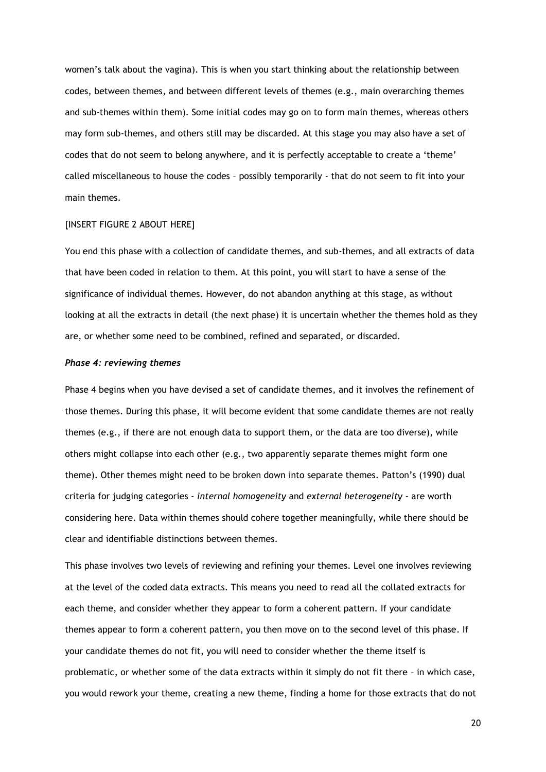women's talk about the vagina). This is when you start thinking about the relationship between codes, between themes, and between different levels of themes (e.g., main overarching themes and sub-themes within them). Some initial codes may go on to form main themes, whereas others may form sub-themes, and others still may be discarded. At this stage you may also have a set of codes that do not seem to belong anywhere, and it is perfectly acceptable to create a 'theme' called miscellaneous to house the codes – possibly temporarily - that do not seem to fit into your main themes.

[INSERT FIGURE 2 ABOUT HERE]

You end this phase with a collection of candidate themes, and sub-themes, and all extracts of data that have been coded in relation to them. At this point, you will start to have a sense of the significance of individual themes. However, do not abandon anything at this stage, as without looking at all the extracts in detail (the next phase) it is uncertain whether the themes hold as they are, or whether some need to be combined, refined and separated, or discarded.

### *Phase 4: reviewing themes*

Phase 4 begins when you have devised a set of candidate themes, and it involves the refinement of those themes. During this phase, it will become evident that some candidate themes are not really themes (e.g., if there are not enough data to support them, or the data are too diverse), while others might collapse into each other (e.g., two apparently separate themes might form one theme). Other themes might need to be broken down into separate themes. Patton's (1990) dual criteria for judging categories - *internal homogeneity* and *external heterogeneity* - are worth considering here. Data within themes should cohere together meaningfully, while there should be clear and identifiable distinctions between themes.

This phase involves two levels of reviewing and refining your themes. Level one involves reviewing at the level of the coded data extracts. This means you need to read all the collated extracts for each theme, and consider whether they appear to form a coherent pattern. If your candidate themes appear to form a coherent pattern, you then move on to the second level of this phase. If your candidate themes do not fit, you will need to consider whether the theme itself is problematic, or whether some of the data extracts within it simply do not fit there – in which case, you would rework your theme, creating a new theme, finding a home for those extracts that do not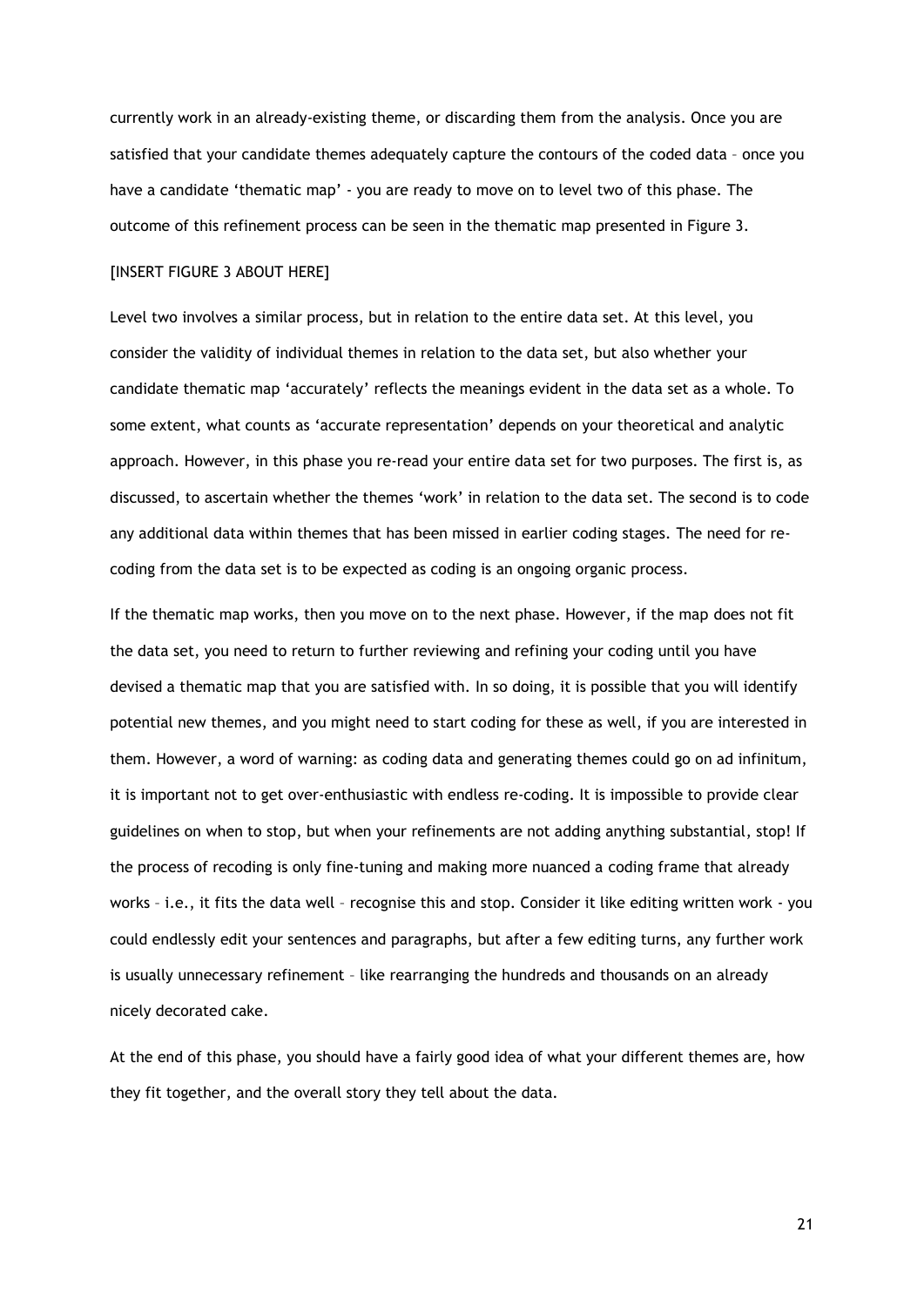currently work in an already-existing theme, or discarding them from the analysis. Once you are satisfied that your candidate themes adequately capture the contours of the coded data – once you have a candidate 'thematic map' - you are ready to move on to level two of this phase. The outcome of this refinement process can be seen in the thematic map presented in Figure 3.

[INSERT FIGURE 3 ABOUT HERE]

Level two involves a similar process, but in relation to the entire data set. At this level, you consider the validity of individual themes in relation to the data set, but also whether your candidate thematic map 'accurately' reflects the meanings evident in the data set as a whole. To some extent, what counts as 'accurate representation' depends on your theoretical and analytic approach. However, in this phase you re-read your entire data set for two purposes. The first is, as discussed, to ascertain whether the themes 'work' in relation to the data set. The second is to code any additional data within themes that has been missed in earlier coding stages. The need for re-coding from the data set is to be expected as coding is an ongoing organic process.

If the thematic map works, then you move on to the next phase. However, if the map does not fit the data set, you need to return to further reviewing and refining your coding until you have devised a thematic map that you are satisfied with. In so doing, it is possible that you will identify potential new themes, and you might need to start coding for these as well, if you are interested in them. However, a word of warning: as coding data and generating themes could go on ad infinitum, it is important not to get over-enthusiastic with endless re-coding. It is impossible to provide clear guidelines on when to stop, but when your refinements are not adding anything substantial, stop! If the process of recoding is only fine-tuning and making more nuanced a coding frame that already works – i.e., it fits the data well – recognise this and stop. Consider it like editing written work - you could endlessly edit your sentences and paragraphs, but after a few editing turns, any further work is usually unnecessary refinement – like rearranging the hundreds and thousands on an already nicely decorated cake.

At the end of this phase, you should have a fairly good idea of what your different themes are, how they fit together, and the overall story they tell about the data.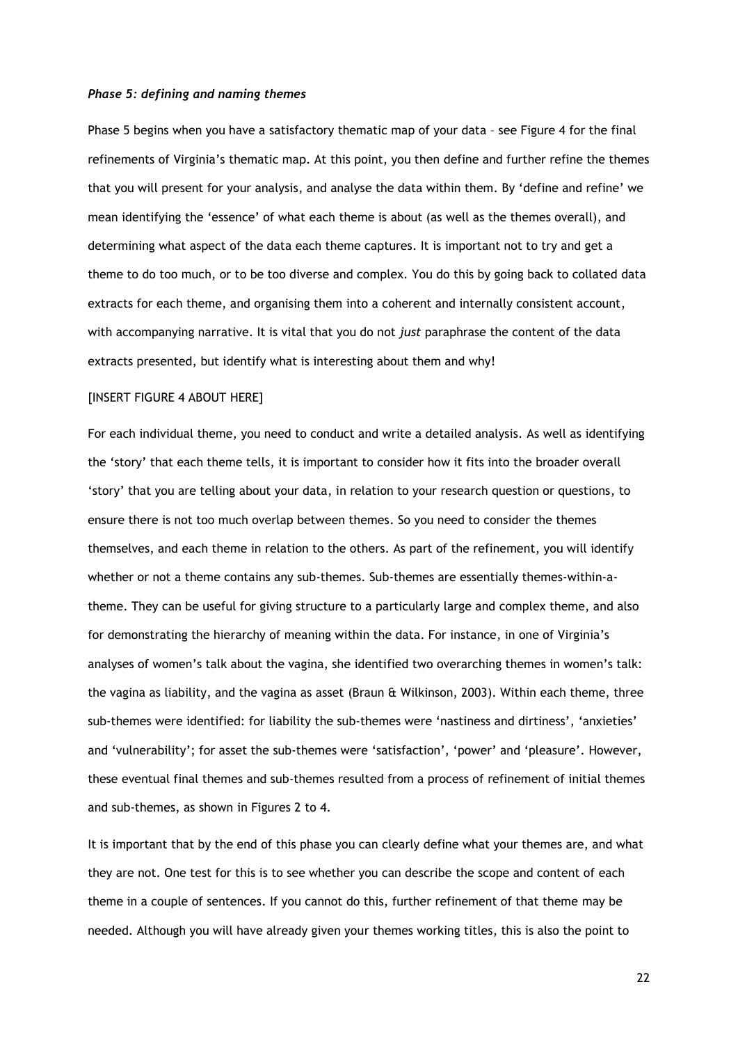### *Phase 5: defining and naming themes*

Phase 5 begins when you have a satisfactory thematic map of your data – see Figure 4 for the final refinements of Virginia's thematic map. At this point, you then define and further refine the themes that you will present for your analysis, and analyse the data within them. By 'define and refine' we mean identifying the 'essence' of what each theme is about (as well as the themes overall), and determining what aspect of the data each theme captures. It is important not to try and get a theme to do too much, or to be too diverse and complex. You do this by going back to collated data extracts for each theme, and organising them into a coherent and internally consistent account, with accompanying narrative. It is vital that you do not *just* paraphrase the content of the data extracts presented, but identify what is interesting about them and why!

[INSERT FIGURE 4 ABOUT HERE]

For each individual theme, you need to conduct and write a detailed analysis. As well as identifying the 'story' that each theme tells, it is important to consider how it fits into the broader overall 'story' that you are telling about your data, in relation to your research question or questions, to ensure there is not too much overlap between themes. So you need to consider the themes themselves, and each theme in relation to the others. As part of the refinement, you will identify whether or not a theme contains any sub-themes. Sub-themes are essentially themes-within-a-theme. They can be useful for giving structure to a particularly large and complex theme, and also for demonstrating the hierarchy of meaning within the data. For instance, in one of Virginia's analyses of women's talk about the vagina, she identified two overarching themes in women's talk: the vagina as liability, and the vagina as asset (Braun & Wilkinson, 2003). Within each theme, three sub-themes were identified: for liability the sub-themes were 'nastiness and dirtiness', 'anxieties' and 'vulnerability'; for asset the sub-themes were 'satisfaction', 'power' and 'pleasure'. However, these eventual final themes and sub-themes resulted from a process of refinement of initial themes and sub-themes, as shown in Figures 2 to 4.

It is important that by the end of this phase you can clearly define what your themes are, and what they are not. One test for this is to see whether you can describe the scope and content of each theme in a couple of sentences. If you cannot do this, further refinement of that theme may be needed. Although you will have already given your themes working titles, this is also the point to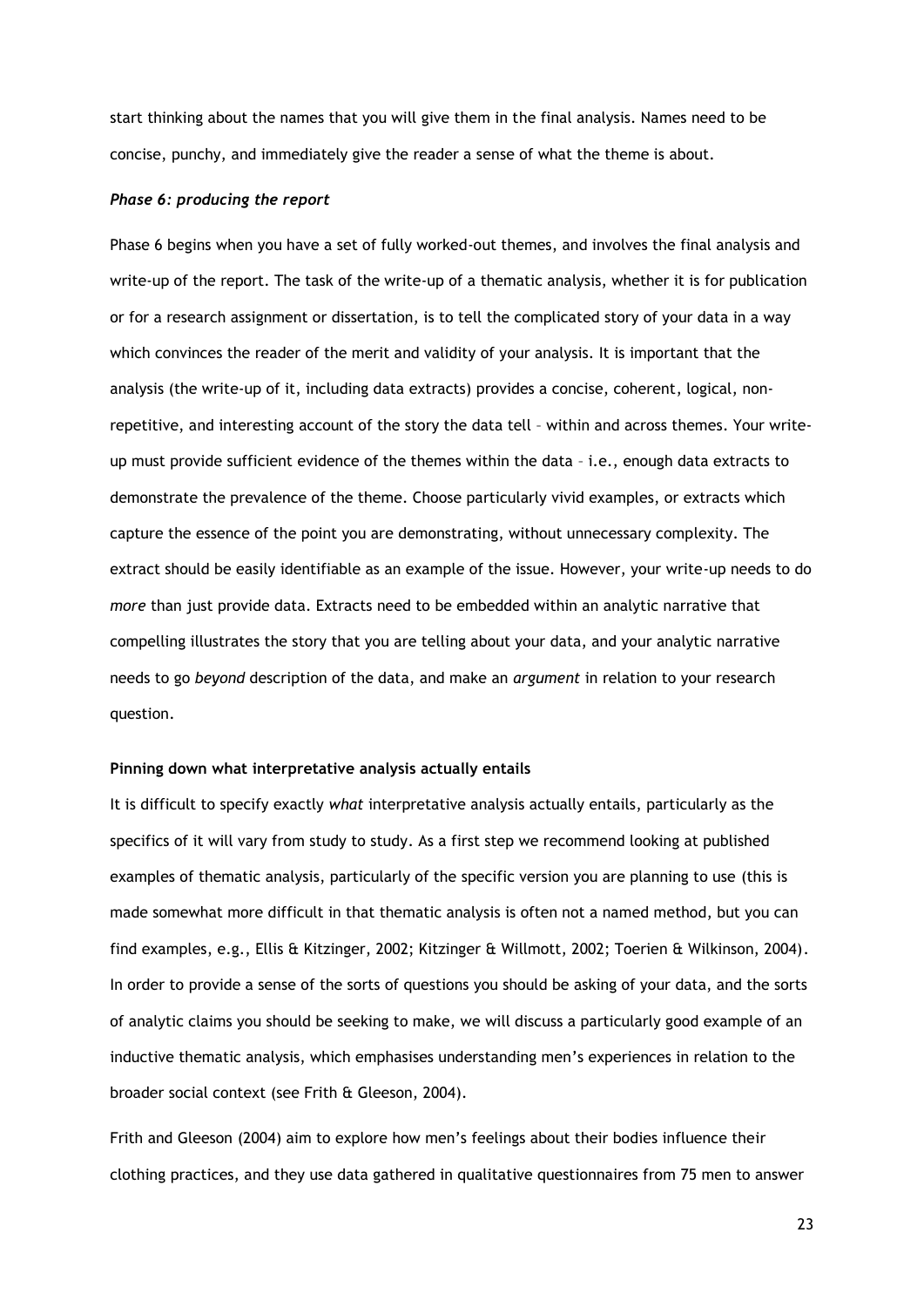start thinking about the names that you will give them in the final analysis. Names need to be concise, punchy, and immediately give the reader a sense of what the theme is about.

***Phase 6: producing the report***

Phase 6 begins when you have a set of fully worked-out themes, and involves the final analysis and write-up of the report. The task of the write-up of a thematic analysis, whether it is for publication or for a research assignment or dissertation, is to tell the complicated story of your data in a way which convinces the reader of the merit and validity of your analysis. It is important that the analysis (the write-up of it, including data extracts) provides a concise, coherent, logical, non-repetitive, and interesting account of the story the data tell – within and across themes. Your write-up must provide sufficient evidence of the themes within the data – i.e., enough data extracts to demonstrate the prevalence of the theme. Choose particularly vivid examples, or extracts which capture the essence of the point you are demonstrating, without unnecessary complexity. The extract should be easily identifiable as an example of the issue. However, your write-up needs to do *more* than just provide data. Extracts need to be embedded within an analytic narrative that compelling illustrates the story that you are telling about your data, and your analytic narrative needs to go *beyond* description of the data, and make an *argument* in relation to your research question.

**Pinning down what interpretative analysis actually entails**

It is difficult to specify exactly *what* interpretative analysis actually entails, particularly as the specifics of it will vary from study to study. As a first step we recommend looking at published examples of thematic analysis, particularly of the specific version you are planning to use (this is made somewhat more difficult in that thematic analysis is often not a named method, but you can find examples, e.g., Ellis & Kitzinger, 2002; Kitzinger & Willmott, 2002; Toerien & Wilkinson, 2004). In order to provide a sense of the sorts of questions you should be asking of your data, and the sorts of analytic claims you should be seeking to make, we will discuss a particularly good example of an inductive thematic analysis, which emphasises understanding men's experiences in relation to the broader social context (see Frith & Gleeson, 2004).

Frith and Gleeson (2004) aim to explore how men's feelings about their bodies influence their clothing practices, and they use data gathered in qualitative questionnaires from 75 men to answer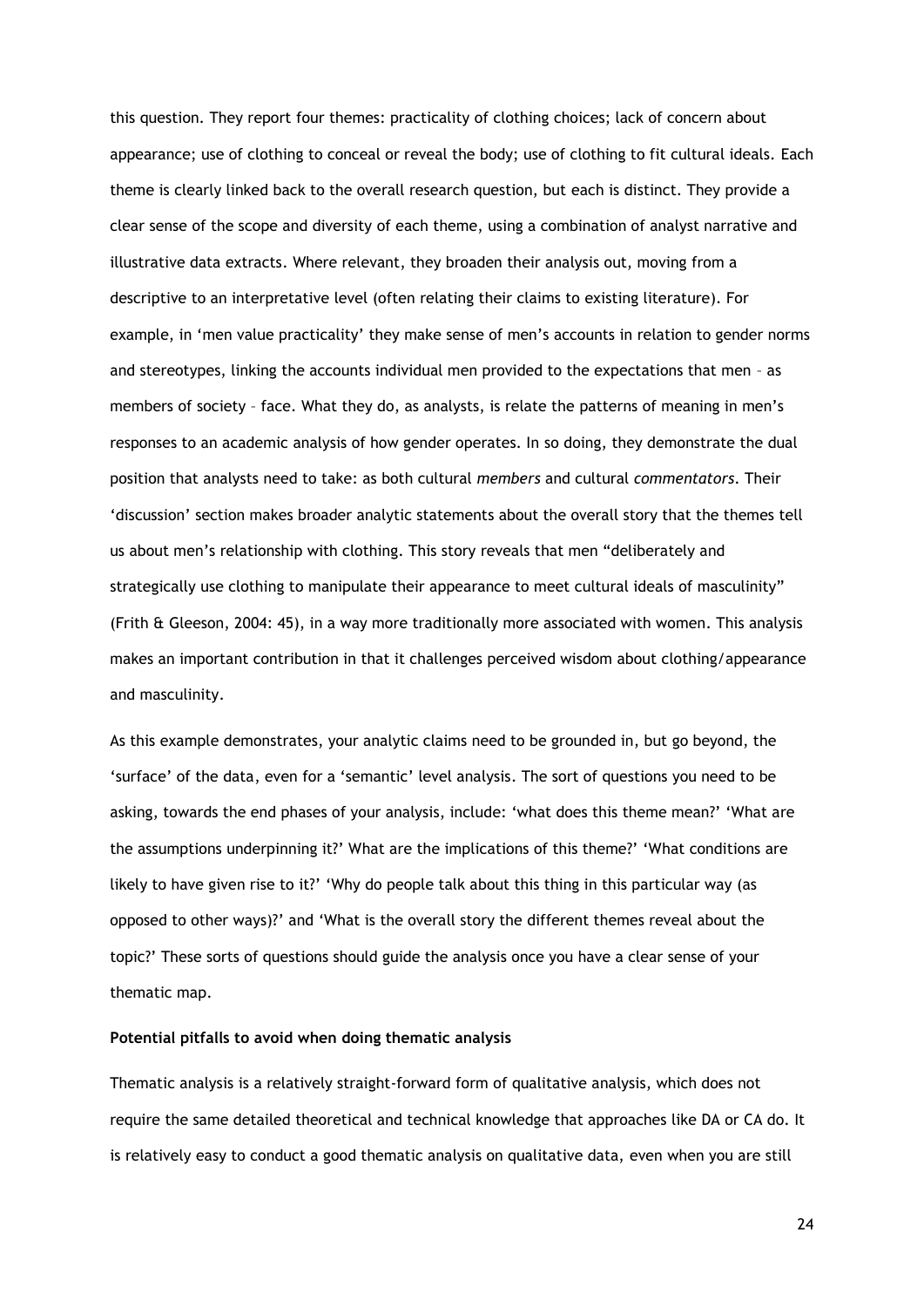this question. They report four themes: practicality of clothing choices; lack of concern about appearance; use of clothing to conceal or reveal the body; use of clothing to fit cultural ideals. Each theme is clearly linked back to the overall research question, but each is distinct. They provide a clear sense of the scope and diversity of each theme, using a combination of analyst narrative and illustrative data extracts. Where relevant, they broaden their analysis out, moving from a descriptive to an interpretative level (often relating their claims to existing literature). For example, in 'men value practicality' they make sense of men's accounts in relation to gender norms and stereotypes, linking the accounts individual men provided to the expectations that men – as members of society – face. What they do, as analysts, is relate the patterns of meaning in men's responses to an academic analysis of how gender operates. In so doing, they demonstrate the dual position that analysts need to take: as both cultural *members* and cultural *commentators*. Their 'discussion' section makes broader analytic statements about the overall story that the themes tell us about men's relationship with clothing. This story reveals that men "deliberately and strategically use clothing to manipulate their appearance to meet cultural ideals of masculinity" (Frith & Gleeson, 2004: 45), in a way more traditionally more associated with women. This analysis makes an important contribution in that it challenges perceived wisdom about clothing/appearance and masculinity.

As this example demonstrates, your analytic claims need to be grounded in, but go beyond, the 'surface' of the data, even for a 'semantic' level analysis. The sort of questions you need to be asking, towards the end phases of your analysis, include: 'what does this theme mean?' 'What are the assumptions underpinning it?' What are the implications of this theme?' 'What conditions are likely to have given rise to it?' 'Why do people talk about this thing in this particular way (as opposed to other ways)?' and 'What is the overall story the different themes reveal about the topic?' These sorts of questions should guide the analysis once you have a clear sense of your thematic map.

**Potential pitfalls to avoid when doing thematic analysis**

Thematic analysis is a relatively straight-forward form of qualitative analysis, which does not require the same detailed theoretical and technical knowledge that approaches like DA or CA do. It is relatively easy to conduct a good thematic analysis on qualitative data, even when you are still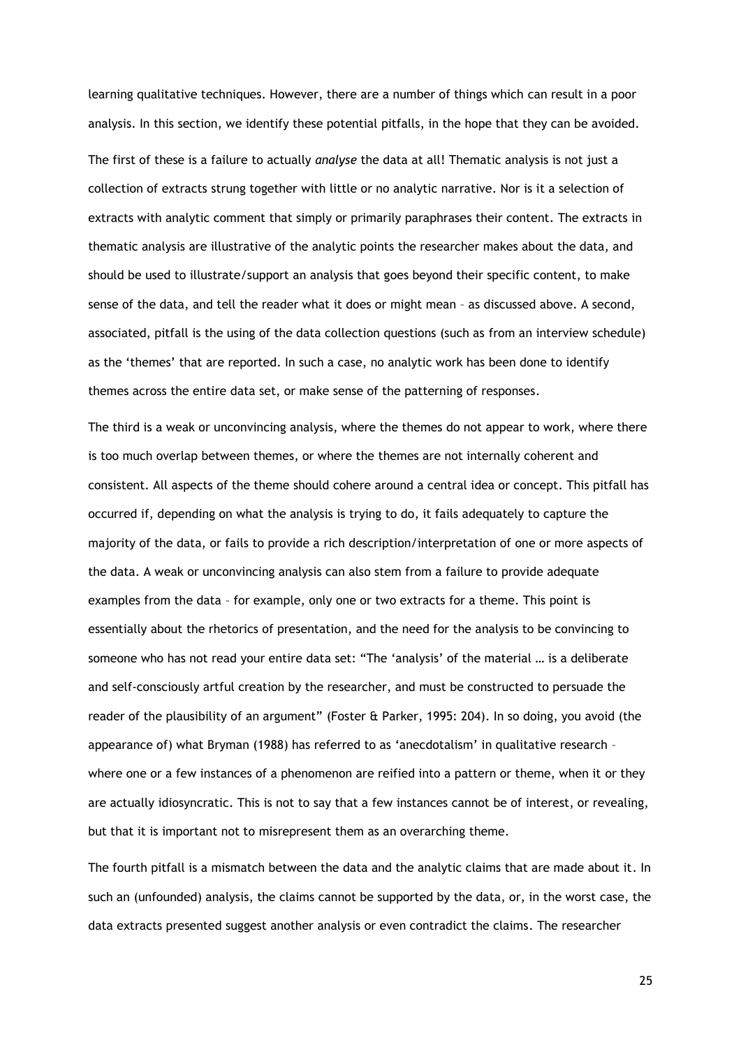learning qualitative techniques. However, there are a number of things which can result in a poor analysis. In this section, we identify these potential pitfalls, in the hope that they can be avoided.

The first of these is a failure to actually *analyse* the data at all! Thematic analysis is not just a collection of extracts strung together with little or no analytic narrative. Nor is it a selection of extracts with analytic comment that simply or primarily paraphrases their content. The extracts in thematic analysis are illustrative of the analytic points the researcher makes about the data, and should be used to illustrate/support an analysis that goes beyond their specific content, to make sense of the data, and tell the reader what it does or might mean – as discussed above. A second, associated, pitfall is the using of the data collection questions (such as from an interview schedule) as the 'themes' that are reported. In such a case, no analytic work has been done to identify themes across the entire data set, or make sense of the patterning of responses.

The third is a weak or unconvincing analysis, where the themes do not appear to work, where there is too much overlap between themes, or where the themes are not internally coherent and consistent. All aspects of the theme should cohere around a central idea or concept. This pitfall has occurred if, depending on what the analysis is trying to do, it fails adequately to capture the majority of the data, or fails to provide a rich description/interpretation of one or more aspects of the data. A weak or unconvincing analysis can also stem from a failure to provide adequate examples from the data – for example, only one or two extracts for a theme. This point is essentially about the rhetorics of presentation, and the need for the analysis to be convincing to someone who has not read your entire data set: "The 'analysis' of the material … is a deliberate and self-consciously artful creation by the researcher, and must be constructed to persuade the reader of the plausibility of an argument" (Foster & Parker, 1995: 204). In so doing, you avoid (the appearance of) what Bryman (1988) has referred to as 'anecdotalism' in qualitative research – where one or a few instances of a phenomenon are reified into a pattern or theme, when it or they are actually idiosyncratic. This is not to say that a few instances cannot be of interest, or revealing, but that it is important not to misrepresent them as an overarching theme.

The fourth pitfall is a mismatch between the data and the analytic claims that are made about it. In such an (unfounded) analysis, the claims cannot be supported by the data, or, in the worst case, the data extracts presented suggest another analysis or even contradict the claims. The researcher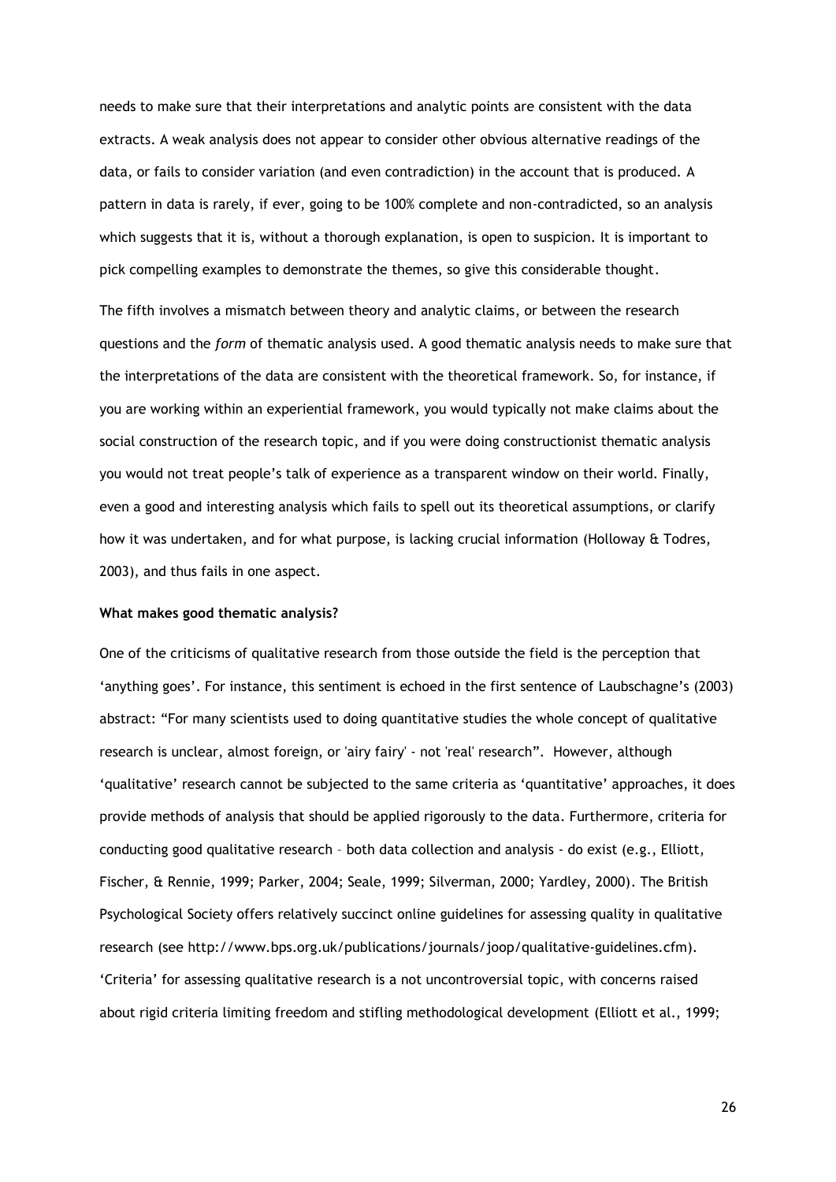needs to make sure that their interpretations and analytic points are consistent with the data extracts. A weak analysis does not appear to consider other obvious alternative readings of the data, or fails to consider variation (and even contradiction) in the account that is produced. A pattern in data is rarely, if ever, going to be 100% complete and non-contradicted, so an analysis which suggests that it is, without a thorough explanation, is open to suspicion. It is important to pick compelling examples to demonstrate the themes, so give this considerable thought.

The fifth involves a mismatch between theory and analytic claims, or between the research questions and the *form* of thematic analysis used. A good thematic analysis needs to make sure that the interpretations of the data are consistent with the theoretical framework. So, for instance, if you are working within an experiential framework, you would typically not make claims about the social construction of the research topic, and if you were doing constructionist thematic analysis you would not treat people's talk of experience as a transparent window on their world. Finally, even a good and interesting analysis which fails to spell out its theoretical assumptions, or clarify how it was undertaken, and for what purpose, is lacking crucial information (Holloway & Todres, 2003), and thus fails in one aspect.

**What makes good thematic analysis?**

One of the criticisms of qualitative research from those outside the field is the perception that 'anything goes'. For instance, this sentiment is echoed in the first sentence of Laubschagne's (2003) abstract: "For many scientists used to doing quantitative studies the whole concept of qualitative research is unclear, almost foreign, or 'airy fairy' - not 'real' research". However, although 'qualitative' research cannot be subjected to the same criteria as 'quantitative' approaches, it does provide methods of analysis that should be applied rigorously to the data. Furthermore, criteria for conducting good qualitative research – both data collection and analysis - do exist (e.g., Elliott, Fischer, & Rennie, 1999; Parker, 2004; Seale, 1999; Silverman, 2000; Yardley, 2000). The British Psychological Society offers relatively succinct online guidelines for assessing quality in qualitative research (see http://www.bps.org.uk/publications/journals/joop/qualitative-guidelines.cfm). 'Criteria' for assessing qualitative research is a not uncontroversial topic, with concerns raised about rigid criteria limiting freedom and stifling methodological development (Elliott et al., 1999;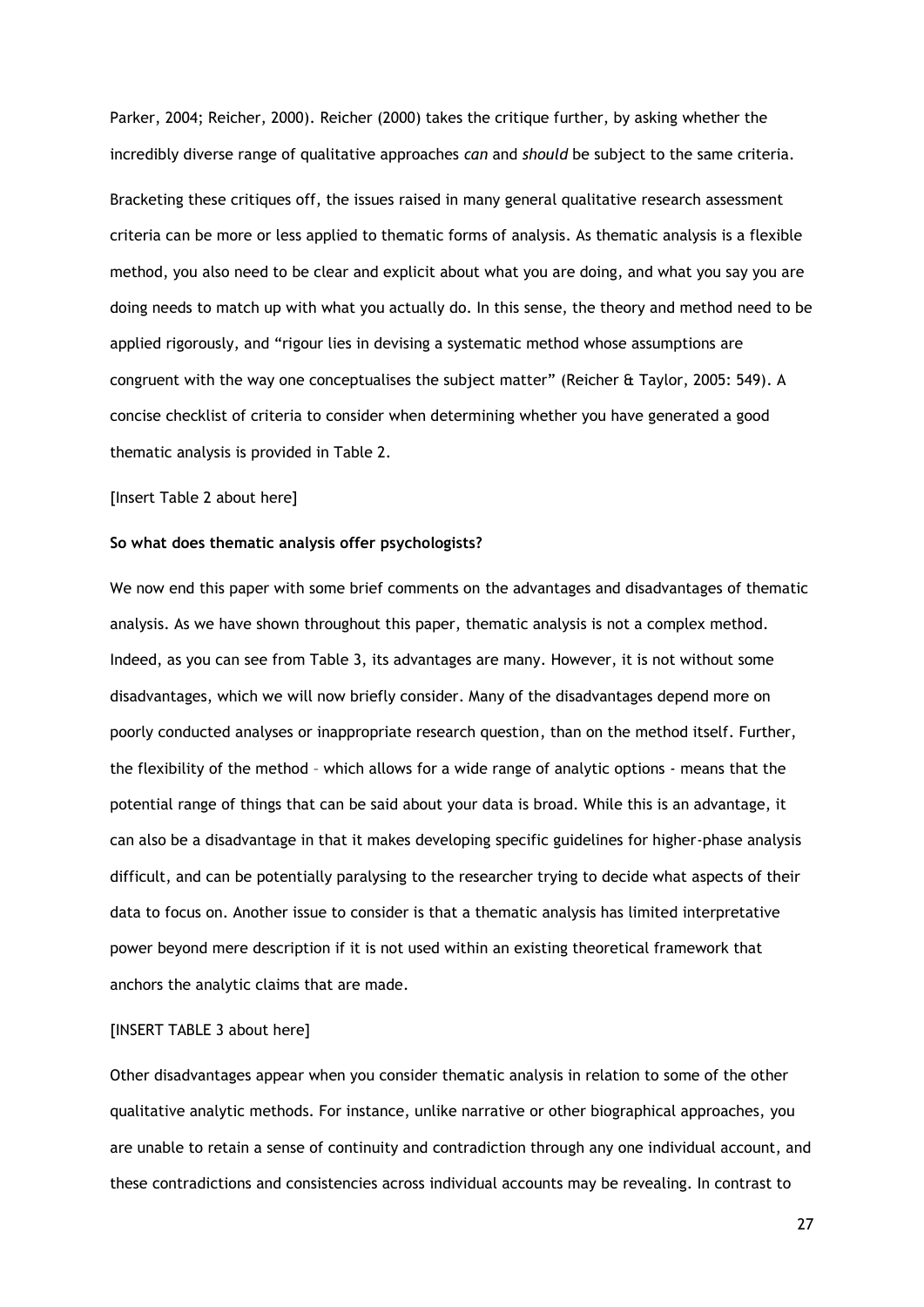Parker, 2004; Reicher, 2000). Reicher (2000) takes the critique further, by asking whether the incredibly diverse range of qualitative approaches *can* and *should* be subject to the same criteria.

Bracketing these critiques off, the issues raised in many general qualitative research assessment criteria can be more or less applied to thematic forms of analysis. As thematic analysis is a flexible method, you also need to be clear and explicit about what you are doing, and what you say you are doing needs to match up with what you actually do. In this sense, the theory and method need to be applied rigorously, and "rigour lies in devising a systematic method whose assumptions are congruent with the way one conceptualises the subject matter" (Reicher & Taylor, 2005: 549). A concise checklist of criteria to consider when determining whether you have generated a good thematic analysis is provided in Table 2.

[Insert Table 2 about here]

**So what does thematic analysis offer psychologists?**

We now end this paper with some brief comments on the advantages and disadvantages of thematic analysis. As we have shown throughout this paper, thematic analysis is not a complex method. Indeed, as you can see from Table 3, its advantages are many. However, it is not without some disadvantages, which we will now briefly consider. Many of the disadvantages depend more on poorly conducted analyses or inappropriate research question, than on the method itself. Further, the flexibility of the method – which allows for a wide range of analytic options - means that the potential range of things that can be said about your data is broad. While this is an advantage, it can also be a disadvantage in that it makes developing specific guidelines for higher-phase analysis difficult, and can be potentially paralysing to the researcher trying to decide what aspects of their data to focus on. Another issue to consider is that a thematic analysis has limited interpretative power beyond mere description if it is not used within an existing theoretical framework that anchors the analytic claims that are made.

[INSERT TABLE 3 about here]

Other disadvantages appear when you consider thematic analysis in relation to some of the other qualitative analytic methods. For instance, unlike narrative or other biographical approaches, you are unable to retain a sense of continuity and contradiction through any one individual account, and these contradictions and consistencies across individual accounts may be revealing. In contrast to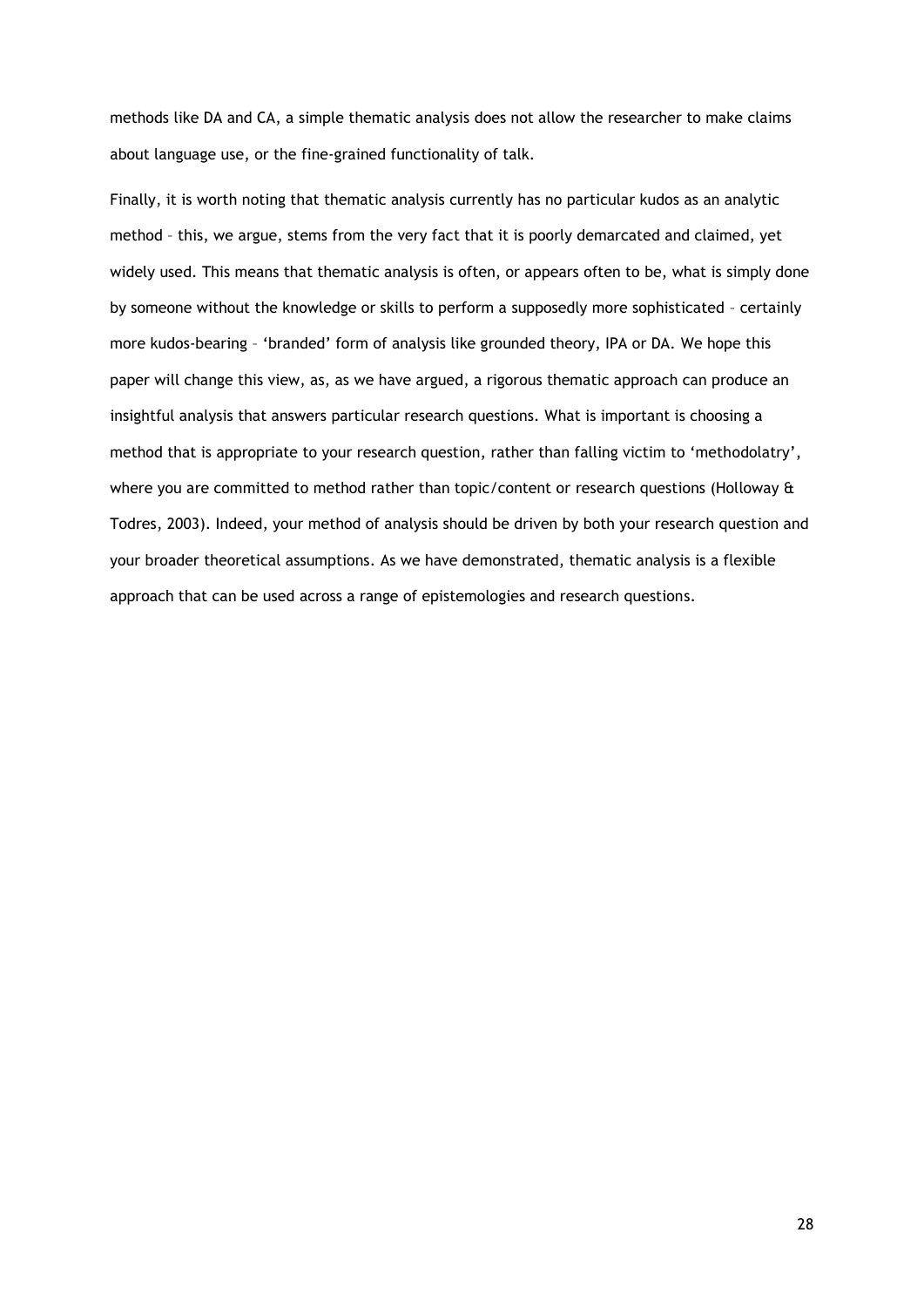methods like DA and CA, a simple thematic analysis does not allow the researcher to make claims about language use, or the fine-grained functionality of talk.

Finally, it is worth noting that thematic analysis currently has no particular kudos as an analytic method – this, we argue, stems from the very fact that it is poorly demarcated and claimed, yet widely used. This means that thematic analysis is often, or appears often to be, what is simply done by someone without the knowledge or skills to perform a supposedly more sophisticated – certainly more kudos-bearing – 'branded' form of analysis like grounded theory, IPA or DA. We hope this paper will change this view, as, as we have argued, a rigorous thematic approach can produce an insightful analysis that answers particular research questions. What is important is choosing a method that is appropriate to your research question, rather than falling victim to 'methodolatry', where you are committed to method rather than topic/content or research questions (Holloway & Todres, 2003). Indeed, your method of analysis should be driven by both your research question and your broader theoretical assumptions. As we have demonstrated, thematic analysis is a flexible approach that can be used across a range of epistemologies and research questions.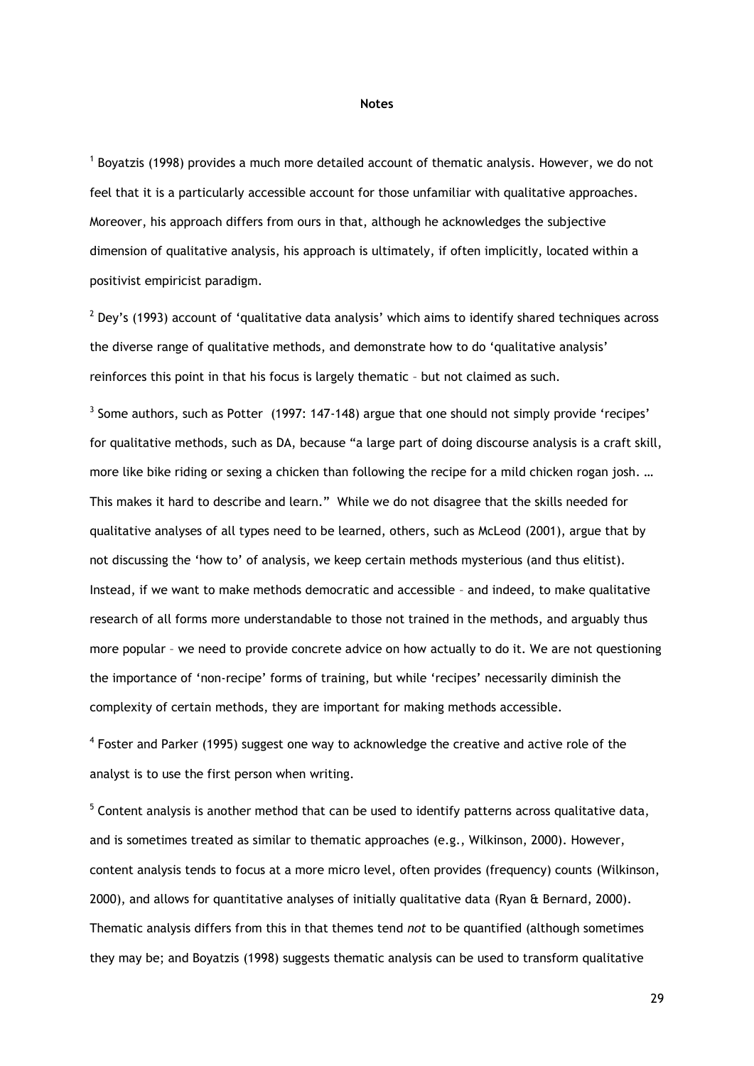**Notes**

[1] Boyatzis (1998) provides a much more detailed account of thematic analysis. However, we do not feel that it is a particularly accessible account for those unfamiliar with qualitative approaches. Moreover, his approach differs from ours in that, although he acknowledges the subjective dimension of qualitative analysis, his approach is ultimately, if often implicitly, located within a positivist empiricist paradigm.

[2] Dey's (1993) account of 'qualitative data analysis' which aims to identify shared techniques across the diverse range of qualitative methods, and demonstrate how to do 'qualitative analysis' reinforces this point in that his focus is largely thematic – but not claimed as such.

[3] Some authors, such as Potter (1997: 147-148) argue that one should not simply provide 'recipes' for qualitative methods, such as DA, because "a large part of doing discourse analysis is a craft skill, more like bike riding or sexing a chicken than following the recipe for a mild chicken rogan josh. … This makes it hard to describe and learn." While we do not disagree that the skills needed for qualitative analyses of all types need to be learned, others, such as McLeod (2001), argue that by not discussing the 'how to' of analysis, we keep certain methods mysterious (and thus elitist). Instead, if we want to make methods democratic and accessible – and indeed, to make qualitative research of all forms more understandable to those not trained in the methods, and arguably thus more popular – we need to provide concrete advice on how actually to do it. We are not questioning the importance of 'non-recipe' forms of training, but while 'recipes' necessarily diminish the complexity of certain methods, they are important for making methods accessible.

[4] Foster and Parker (1995) suggest one way to acknowledge the creative and active role of the analyst is to use the first person when writing.

[5] Content analysis is another method that can be used to identify patterns across qualitative data, and is sometimes treated as similar to thematic approaches (e.g., Wilkinson, 2000). However, content analysis tends to focus at a more micro level, often provides (frequency) counts (Wilkinson, 2000), and allows for quantitative analyses of initially qualitative data (Ryan & Bernard, 2000). Thematic analysis differs from this in that themes tend *not* to be quantified (although sometimes they may be; and Boyatzis (1998) suggests thematic analysis can be used to transform qualitative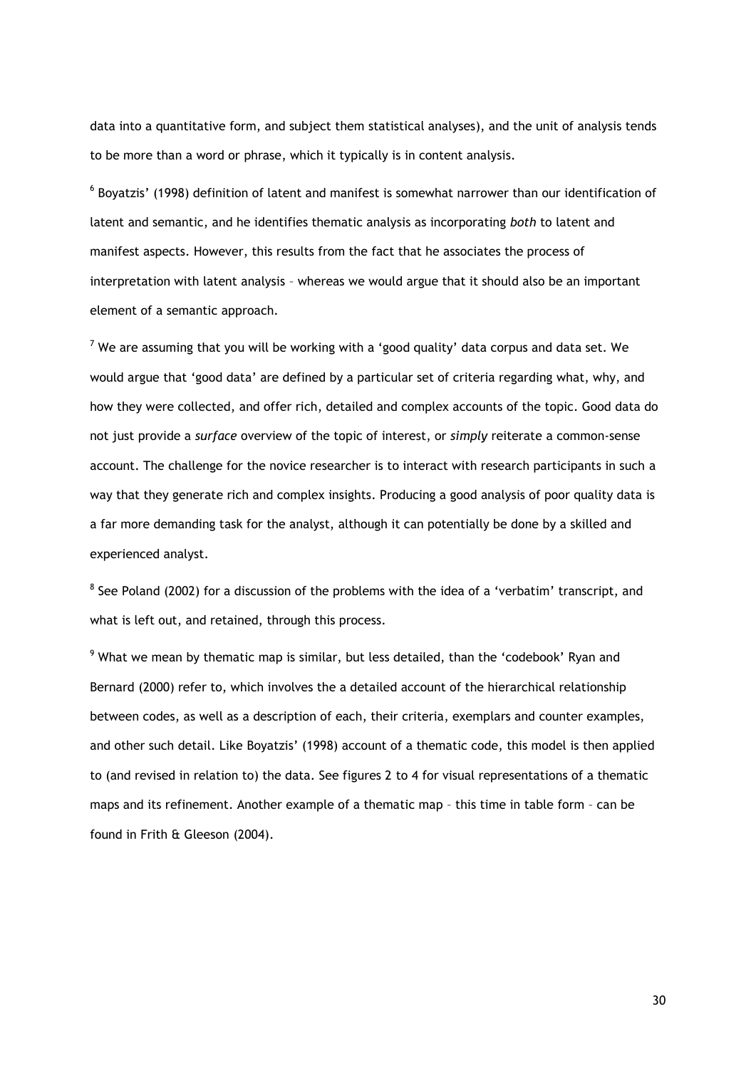data into a quantitative form, and subject them statistical analyses), and the unit of analysis tends to be more than a word or phrase, which it typically is in content analysis.

[6] Boyatzis' (1998) definition of latent and manifest is somewhat narrower than our identification of latent and semantic, and he identifies thematic analysis as incorporating *both* to latent and manifest aspects. However, this results from the fact that he associates the process of interpretation with latent analysis – whereas we would argue that it should also be an important element of a semantic approach.

[7] We are assuming that you will be working with a 'good quality' data corpus and data set. We would argue that 'good data' are defined by a particular set of criteria regarding what, why, and how they were collected, and offer rich, detailed and complex accounts of the topic. Good data do not just provide a *surface* overview of the topic of interest, or *simply* reiterate a common-sense account. The challenge for the novice researcher is to interact with research participants in such a way that they generate rich and complex insights. Producing a good analysis of poor quality data is a far more demanding task for the analyst, although it can potentially be done by a skilled and experienced analyst.

[8] See Poland (2002) for a discussion of the problems with the idea of a 'verbatim' transcript, and what is left out, and retained, through this process.

[9] What we mean by thematic map is similar, but less detailed, than the 'codebook' Ryan and Bernard (2000) refer to, which involves the a detailed account of the hierarchical relationship between codes, as well as a description of each, their criteria, exemplars and counter examples, and other such detail. Like Boyatzis' (1998) account of a thematic code, this model is then applied to (and revised in relation to) the data. See figures 2 to 4 for visual representations of a thematic maps and its refinement. Another example of a thematic map – this time in table form – can be found in Frith & Gleeson (2004).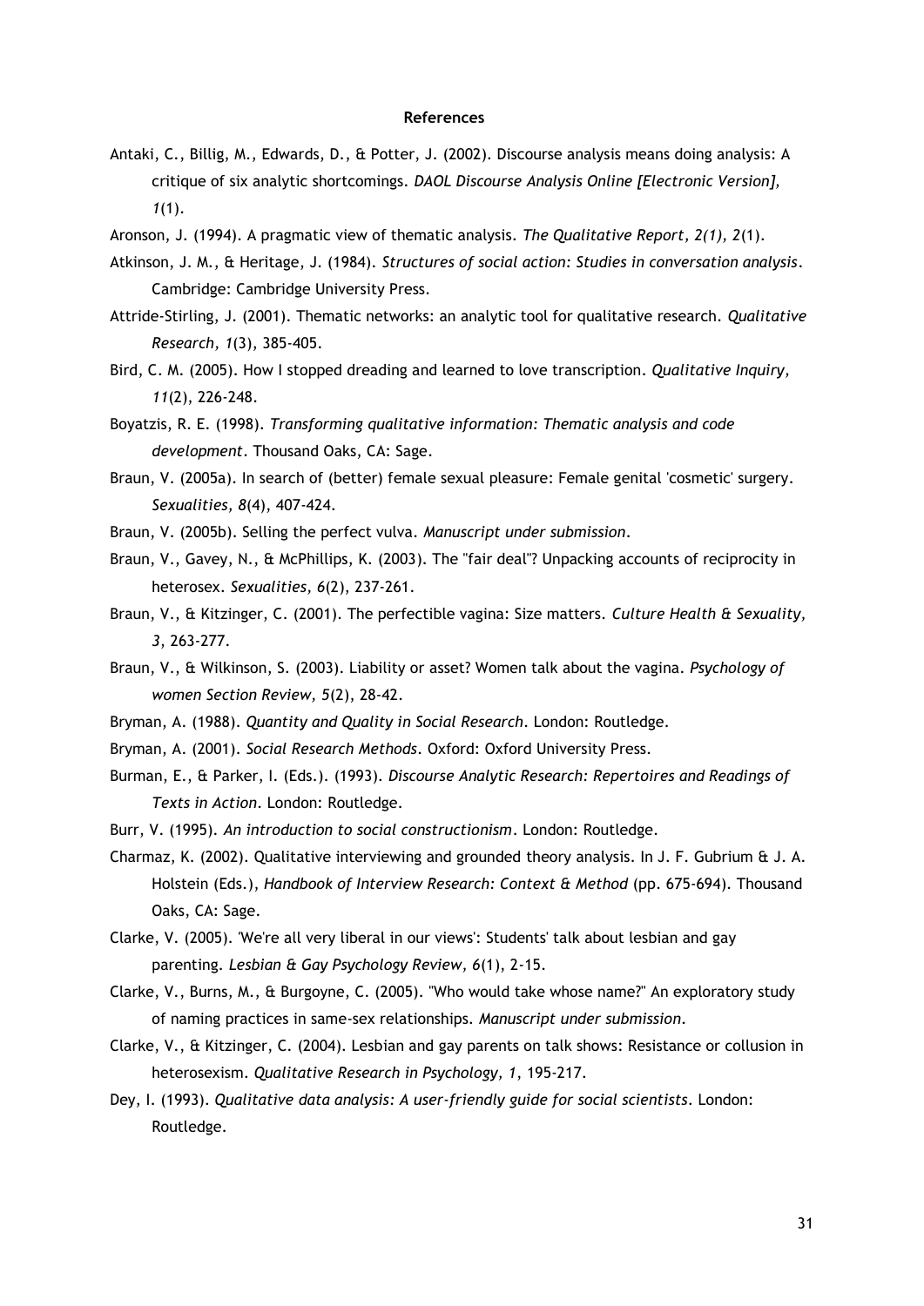**References**

Antaki, C., Billig, M., Edwards, D., & Potter, J. (2002). Discourse analysis means doing analysis: A critique of six analytic shortcomings. *DAOL Discourse Analysis Online [Electronic Version], 1*(1).

Aronson, J. (1994). A pragmatic view of thematic analysis. *The Qualitative Report, 2(1), 2*(1).

Atkinson, J. M., & Heritage, J. (1984). *Structures of social action: Studies in conversation analysis*. Cambridge: Cambridge University Press.

Attride-Stirling, J. (2001). Thematic networks: an analytic tool for qualitative research. *Qualitative Research, 1*(3), 385-405.

Bird, C. M. (2005). How I stopped dreading and learned to love transcription. *Qualitative Inquiry, 11*(2), 226-248.

Boyatzis, R. E. (1998). *Transforming qualitative information: Thematic analysis and code development*. Thousand Oaks, CA: Sage.

Braun, V. (2005a). In search of (better) female sexual pleasure: Female genital 'cosmetic' surgery. *Sexualities, 8*(4), 407-424.

Braun, V. (2005b). Selling the perfect vulva. *Manuscript under submission*.

Braun, V., Gavey, N., & McPhillips, K. (2003). The "fair deal"? Unpacking accounts of reciprocity in heterosex. *Sexualities, 6*(2), 237-261.

Braun, V., & Kitzinger, C. (2001). The perfectible vagina: Size matters. *Culture Health & Sexuality, 3*, 263-277.

Braun, V., & Wilkinson, S. (2003). Liability or asset? Women talk about the vagina. *Psychology of women Section Review, 5*(2), 28-42.

Bryman, A. (1988). *Quantity and Quality in Social Research*. London: Routledge.

Bryman, A. (2001). *Social Research Methods*. Oxford: Oxford University Press.

Burman, E., & Parker, I. (Eds.). (1993). *Discourse Analytic Research: Repertoires and Readings of Texts in Action*. London: Routledge.

Burr, V. (1995). *An introduction to social constructionism*. London: Routledge.

Charmaz, K. (2002). Qualitative interviewing and grounded theory analysis. In J. F. Gubrium & J. A. Holstein (Eds.), *Handbook of Interview Research: Context & Method* (pp. 675-694). Thousand Oaks, CA: Sage.

Clarke, V. (2005). 'We're all very liberal in our views': Students' talk about lesbian and gay parenting. *Lesbian & Gay Psychology Review, 6*(1), 2-15.

Clarke, V., Burns, M., & Burgoyne, C. (2005). "Who would take whose name?" An exploratory study of naming practices in same-sex relationships. *Manuscript under submission*.

Clarke, V., & Kitzinger, C. (2004). Lesbian and gay parents on talk shows: Resistance or collusion in heterosexism. *Qualitative Research in Psychology, 1*, 195-217.

Dey, I. (1993). *Qualitative data analysis: A user-friendly guide for social scientists*. London: Routledge.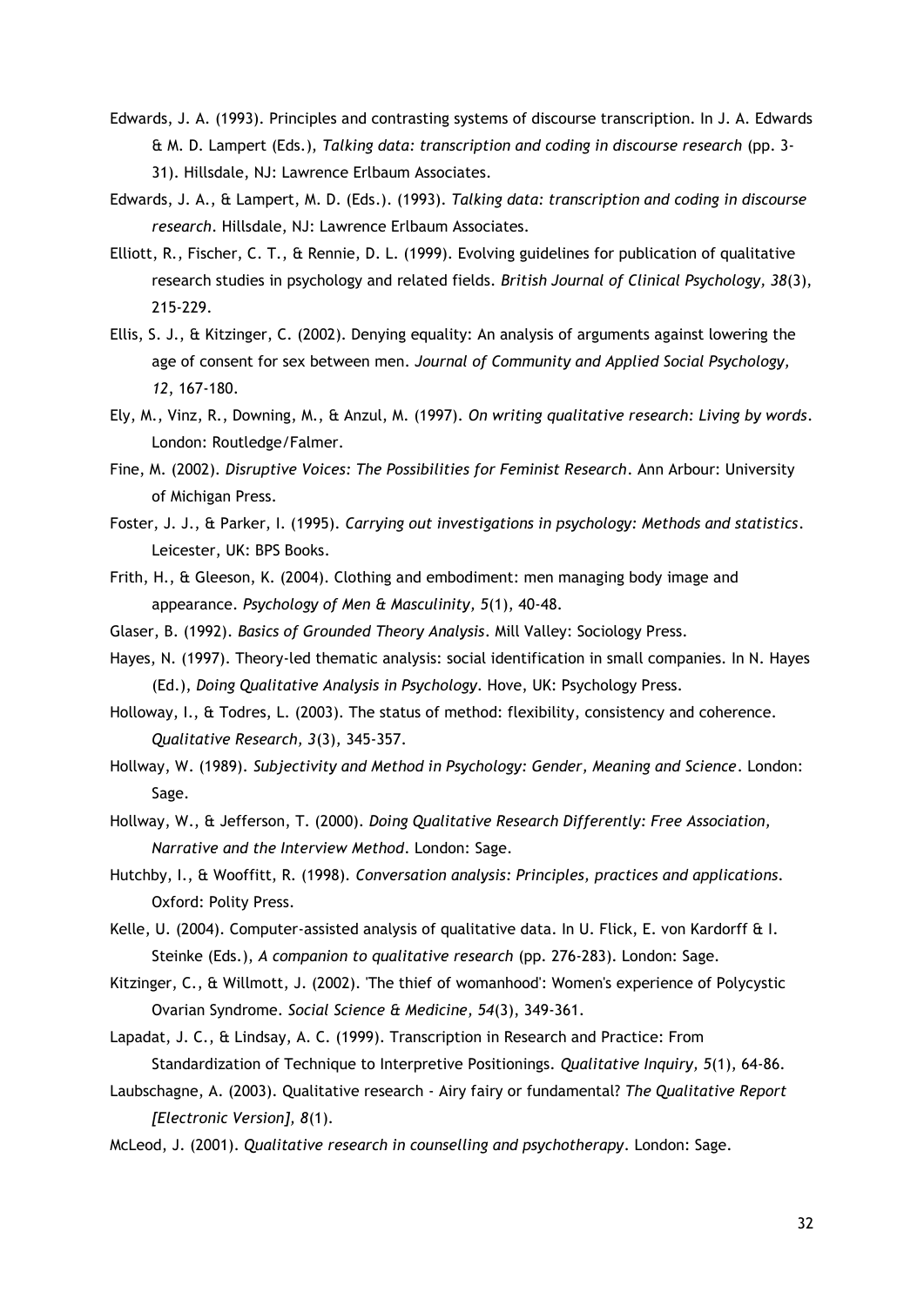Edwards, J. A. (1993). Principles and contrasting systems of discourse transcription. In J. A. Edwards & M. D. Lampert (Eds.), *Talking data: transcription and coding in discourse research* (pp. 3-31). Hillsdale, NJ: Lawrence Erlbaum Associates.

Edwards, J. A., & Lampert, M. D. (Eds.). (1993). *Talking data: transcription and coding in discourse research*. Hillsdale, NJ: Lawrence Erlbaum Associates.

Elliott, R., Fischer, C. T., & Rennie, D. L. (1999). Evolving guidelines for publication of qualitative research studies in psychology and related fields. *British Journal of Clinical Psychology, 38*(3), 215-229.

Ellis, S. J., & Kitzinger, C. (2002). Denying equality: An analysis of arguments against lowering the age of consent for sex between men. *Journal of Community and Applied Social Psychology, 12*, 167-180.

Ely, M., Vinz, R., Downing, M., & Anzul, M. (1997). *On writing qualitative research: Living by words*. London: Routledge/Falmer.

Fine, M. (2002). *Disruptive Voices: The Possibilities for Feminist Research*. Ann Arbour: University of Michigan Press.

Foster, J. J., & Parker, I. (1995). *Carrying out investigations in psychology: Methods and statistics*. Leicester, UK: BPS Books.

Frith, H., & Gleeson, K. (2004). Clothing and embodiment: men managing body image and appearance. *Psychology of Men & Masculinity, 5*(1), 40-48.

Glaser, B. (1992). *Basics of Grounded Theory Analysis*. Mill Valley: Sociology Press.

Hayes, N. (1997). Theory-led thematic analysis: social identification in small companies. In N. Hayes (Ed.), *Doing Qualitative Analysis in Psychology*. Hove, UK: Psychology Press.

Holloway, I., & Todres, L. (2003). The status of method: flexibility, consistency and coherence. *Qualitative Research, 3*(3), 345-357.

Hollway, W. (1989). *Subjectivity and Method in Psychology: Gender, Meaning and Science*. London: Sage.

Hollway, W., & Jefferson, T. (2000). *Doing Qualitative Research Differently: Free Association, Narrative and the Interview Method*. London: Sage.

Hutchby, I., & Wooffitt, R. (1998). *Conversation analysis: Principles, practices and applications*. Oxford: Polity Press.

Kelle, U. (2004). Computer-assisted analysis of qualitative data. In U. Flick, E. von Kardorff & I. Steinke (Eds.), *A companion to qualitative research* (pp. 276-283). London: Sage.

Kitzinger, C., & Willmott, J. (2002). 'The thief of womanhood': Women's experience of Polycystic Ovarian Syndrome. *Social Science & Medicine, 54*(3), 349-361.

Lapadat, J. C., & Lindsay, A. C. (1999). Transcription in Research and Practice: From Standardization of Technique to Interpretive Positionings. *Qualitative Inquiry, 5*(1), 64-86.

Laubschagne, A. (2003). Qualitative research - Airy fairy or fundamental? *The Qualitative Report [Electronic Version], 8*(1).

McLeod, J. (2001). *Qualitative research in counselling and psychotherapy*. London: Sage.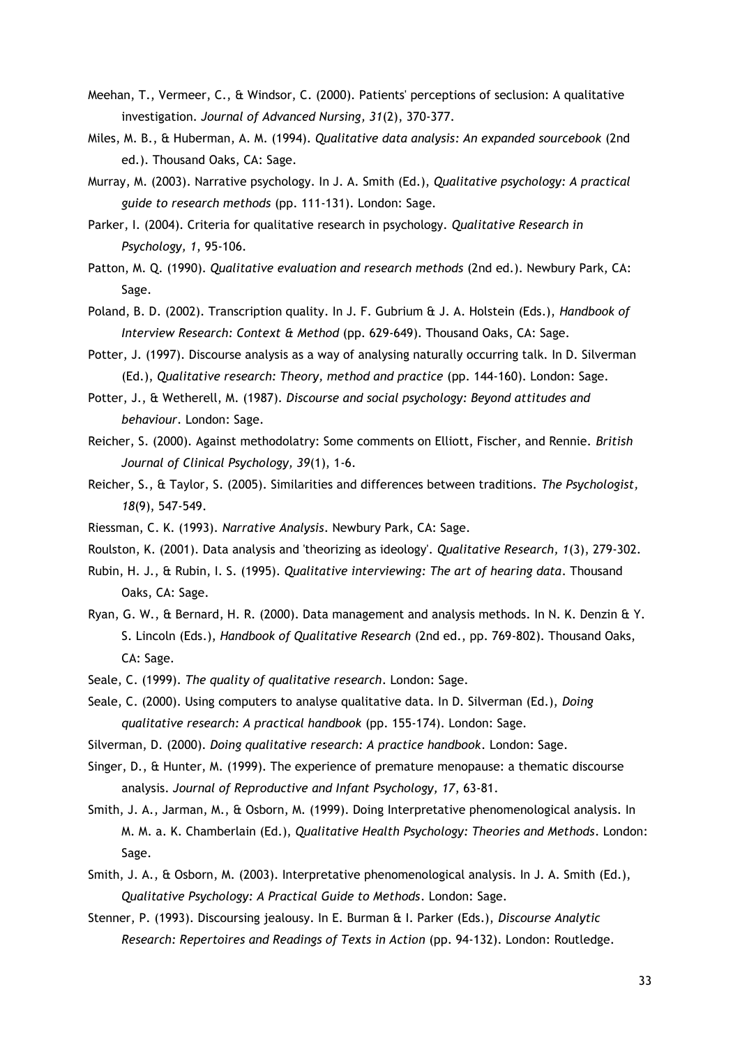Meehan, T., Vermeer, C., & Windsor, C. (2000). Patients' perceptions of seclusion: A qualitative investigation. *Journal of Advanced Nursing, 31*(2), 370-377.

Miles, M. B., & Huberman, A. M. (1994). *Qualitative data analysis: An expanded sourcebook* (2nd ed.). Thousand Oaks, CA: Sage.

Murray, M. (2003). Narrative psychology. In J. A. Smith (Ed.), *Qualitative psychology: A practical guide to research methods* (pp. 111-131). London: Sage.

Parker, I. (2004). Criteria for qualitative research in psychology. *Qualitative Research in Psychology, 1*, 95-106.

Patton, M. Q. (1990). *Qualitative evaluation and research methods* (2nd ed.). Newbury Park, CA: Sage.

Poland, B. D. (2002). Transcription quality. In J. F. Gubrium & J. A. Holstein (Eds.), *Handbook of Interview Research: Context & Method* (pp. 629-649). Thousand Oaks, CA: Sage.

Potter, J. (1997). Discourse analysis as a way of analysing naturally occurring talk. In D. Silverman (Ed.), *Qualitative research: Theory, method and practice* (pp. 144-160). London: Sage.

Potter, J., & Wetherell, M. (1987). *Discourse and social psychology: Beyond attitudes and behaviour*. London: Sage.

Reicher, S. (2000). Against methodolatry: Some comments on Elliott, Fischer, and Rennie. *British Journal of Clinical Psychology, 39*(1), 1-6.

Reicher, S., & Taylor, S. (2005). Similarities and differences between traditions. *The Psychologist, 18*(9), 547-549.

Riessman, C. K. (1993). *Narrative Analysis*. Newbury Park, CA: Sage.

Roulston, K. (2001). Data analysis and 'theorizing as ideology'. *Qualitative Research, 1*(3), 279-302.

Rubin, H. J., & Rubin, I. S. (1995). *Qualitative interviewing: The art of hearing data*. Thousand Oaks, CA: Sage.

Ryan, G. W., & Bernard, H. R. (2000). Data management and analysis methods. In N. K. Denzin & Y. S. Lincoln (Eds.), *Handbook of Qualitative Research* (2nd ed., pp. 769-802). Thousand Oaks, CA: Sage.

Seale, C. (1999). *The quality of qualitative research*. London: Sage.

Seale, C. (2000). Using computers to analyse qualitative data. In D. Silverman (Ed.), *Doing qualitative research: A practical handbook* (pp. 155-174). London: Sage.

Silverman, D. (2000). *Doing qualitative research: A practice handbook*. London: Sage.

Singer, D., & Hunter, M. (1999). The experience of premature menopause: a thematic discourse analysis. *Journal of Reproductive and Infant Psychology, 17*, 63-81.

Smith, J. A., Jarman, M., & Osborn, M. (1999). Doing Interpretative phenomenological analysis. In M. M. a. K. Chamberlain (Ed.), *Qualitative Health Psychology: Theories and Methods*. London: Sage.

Smith, J. A., & Osborn, M. (2003). Interpretative phenomenological analysis. In J. A. Smith (Ed.), *Qualitative Psychology: A Practical Guide to Methods*. London: Sage.

Stenner, P. (1993). Discoursing jealousy. In E. Burman & I. Parker (Eds.), *Discourse Analytic Research: Repertoires and Readings of Texts in Action* (pp. 94-132). London: Routledge.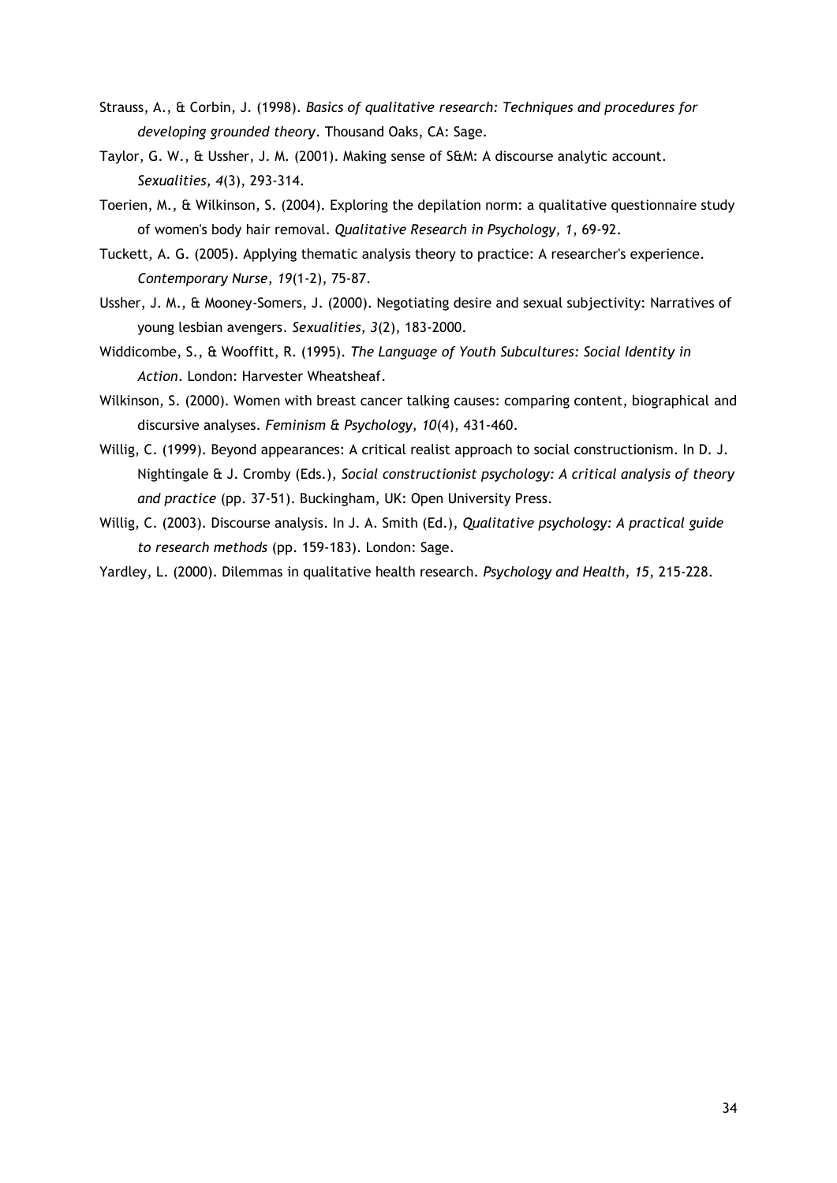Strauss, A., & Corbin, J. (1998). *Basics of qualitative research: Techniques and procedures for developing grounded theory*. Thousand Oaks, CA: Sage.

Taylor, G. W., & Ussher, J. M. (2001). Making sense of S&M: A discourse analytic account. *Sexualities, 4*(3), 293-314.

Toerien, M., & Wilkinson, S. (2004). Exploring the depilation norm: a qualitative questionnaire study of women's body hair removal. *Qualitative Research in Psychology, 1,* 69-92.

Tuckett, A. G. (2005). Applying thematic analysis theory to practice: A researcher's experience. *Contemporary Nurse, 19*(1-2), 75-87.

Ussher, J. M., & Mooney-Somers, J. (2000). Negotiating desire and sexual subjectivity: Narratives of young lesbian avengers. *Sexualities, 3*(2), 183-2000.

Widdicombe, S., & Wooffitt, R. (1995). *The Language of Youth Subcultures: Social Identity in Action*. London: Harvester Wheatsheaf.

Wilkinson, S. (2000). Women with breast cancer talking causes: comparing content, biographical and discursive analyses. *Feminism & Psychology, 10*(4), 431-460.

Willig, C. (1999). Beyond appearances: A critical realist approach to social constructionism. In D. J. Nightingale & J. Cromby (Eds.), *Social constructionist psychology: A critical analysis of theory and practice* (pp. 37-51). Buckingham, UK: Open University Press.

Willig, C. (2003). Discourse analysis. In J. A. Smith (Ed.), *Qualitative psychology: A practical guide to research methods* (pp. 159-183). London: Sage.

Yardley, L. (2000). Dilemmas in qualitative health research. *Psychology and Health, 15*, 215-228.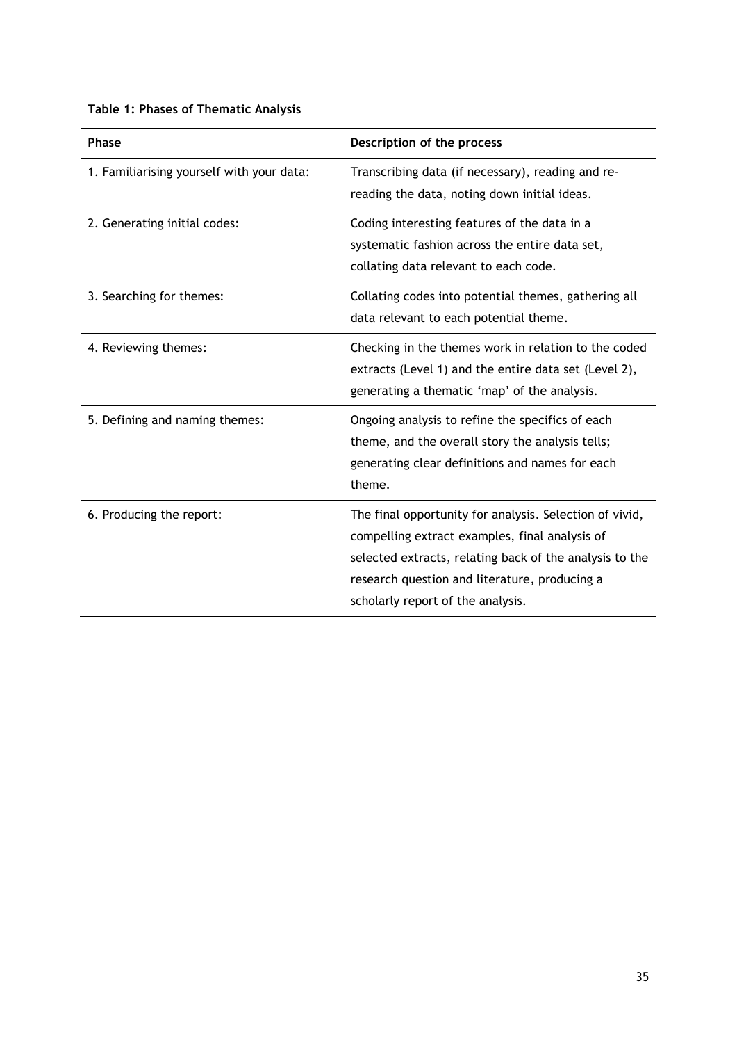**Table 1: Phases of Thematic Analysis**

| Phase | Description of the process |
|---|---|
| 1. Familiarising yourself with your data: | Transcribing data (if necessary), reading and re-reading the data, noting down initial ideas. |
| 2. Generating initial codes: | Coding interesting features of the data in a systematic fashion across the entire data set, collating data relevant to each code. |
| 3. Searching for themes: | Collating codes into potential themes, gathering all data relevant to each potential theme. |
| 4. Reviewing themes: | Checking in the themes work in relation to the coded extracts (Level 1) and the entire data set (Level 2), generating a thematic 'map' of the analysis. |
| 5. Defining and naming themes: | Ongoing analysis to refine the specifics of each theme, and the overall story the analysis tells; generating clear definitions and names for each theme. |
| 6. Producing the report: | The final opportunity for analysis. Selection of vivid, compelling extract examples, final analysis of selected extracts, relating back of the analysis to the research question and literature, producing a scholarly report of the analysis. |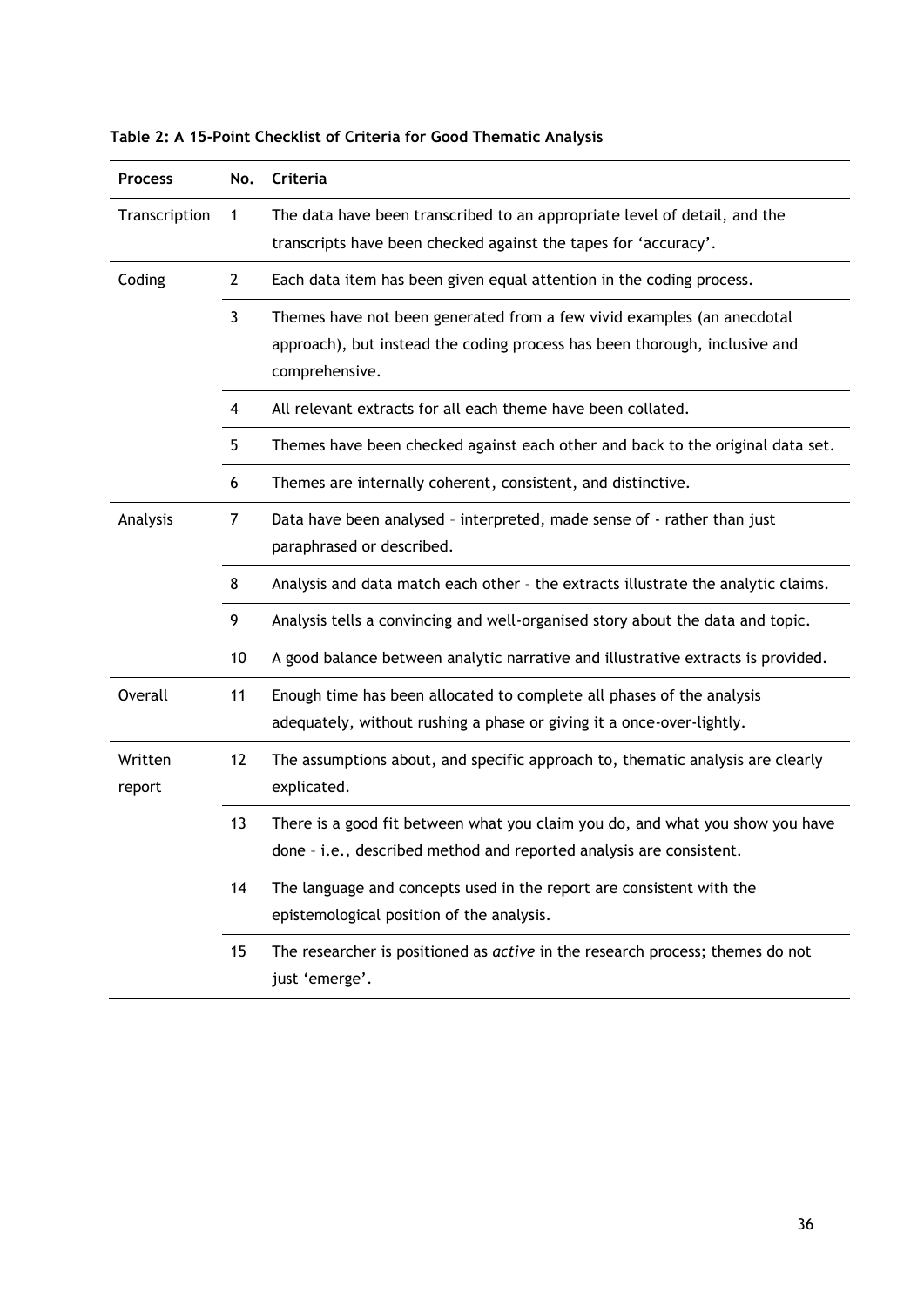**Table 2: A 15-Point Checklist of Criteria for Good Thematic Analysis**

| Process | No. | Criteria |
|---|---|---|
| Transcription | 1 | The data have been transcribed to an appropriate level of detail, and the transcripts have been checked against the tapes for 'accuracy'. |
| Coding | 2 | Each data item has been given equal attention in the coding process. |
| | 3 | Themes have not been generated from a few vivid examples (an anecdotal approach), but instead the coding process has been thorough, inclusive and comprehensive. |
| | 4 | All relevant extracts for all each theme have been collated. |
| | 5 | Themes have been checked against each other and back to the original data set. |
| | 6 | Themes are internally coherent, consistent, and distinctive. |
| Analysis | 7 | Data have been analysed – interpreted, made sense of - rather than just paraphrased or described. |
| | 8 | Analysis and data match each other – the extracts illustrate the analytic claims. |
| | 9 | Analysis tells a convincing and well-organised story about the data and topic. |
| | 10 | A good balance between analytic narrative and illustrative extracts is provided. |
| Overall | 11 | Enough time has been allocated to complete all phases of the analysis adequately, without rushing a phase or giving it a once-over-lightly. |
| Written report | 12 | The assumptions about, and specific approach to, thematic analysis are clearly explicated. |
| | 13 | There is a good fit between what you claim you do, and what you show you have done – i.e., described method and reported analysis are consistent. |
| | 14 | The language and concepts used in the report are consistent with the epistemological position of the analysis. |
| | 15 | The researcher is positioned as *active* in the research process; themes do not just 'emerge'. |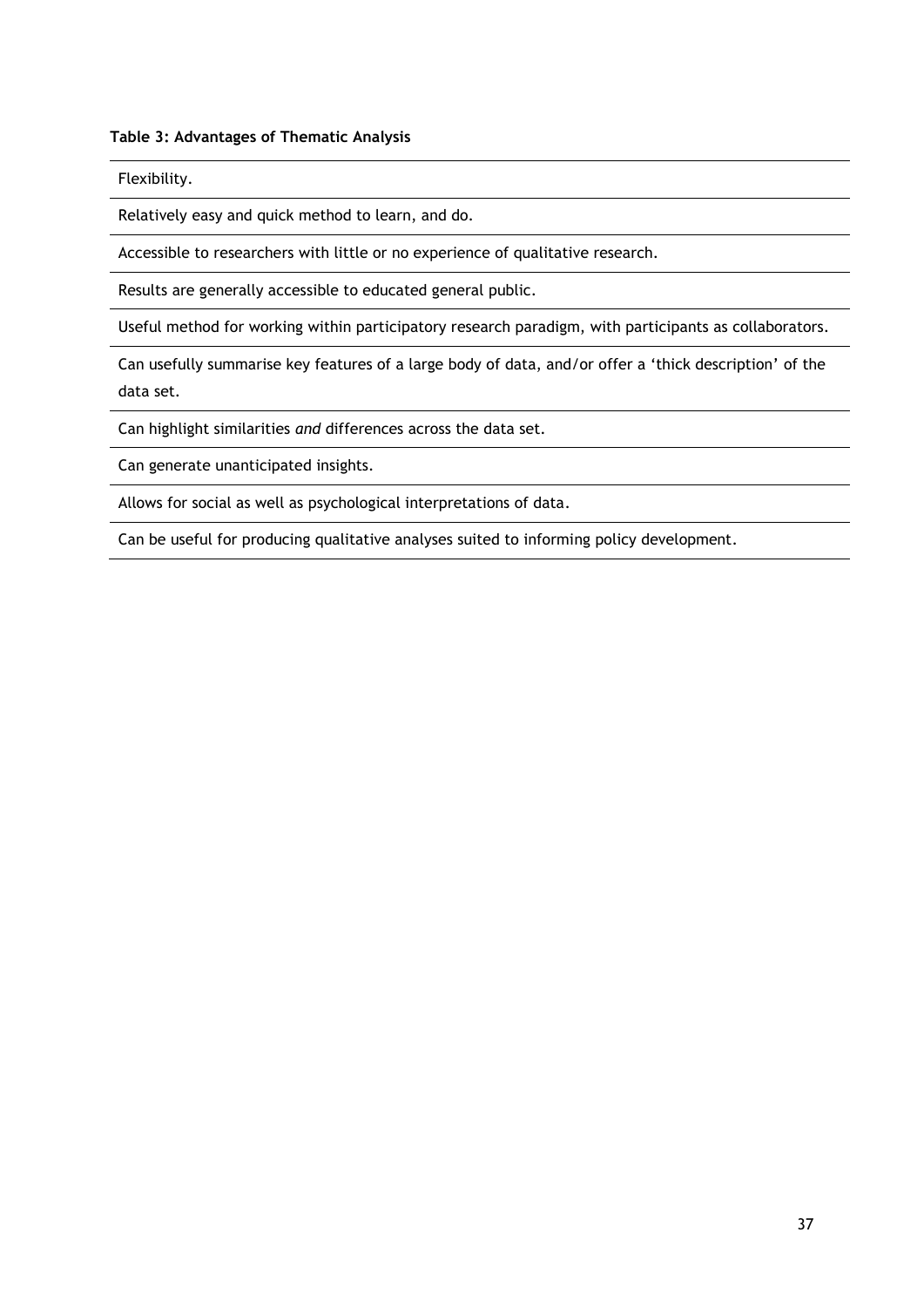**Table 3: Advantages of Thematic Analysis**

| |
|---|
| Flexibility. |
| Relatively easy and quick method to learn, and do. |
| Accessible to researchers with little or no experience of qualitative research. |
| Results are generally accessible to educated general public. |
| Useful method for working within participatory research paradigm, with participants as collaborators. |
| Can usefully summarise key features of a large body of data, and/or offer a 'thick description' of the data set. |
| Can highlight similarities *and* differences across the data set. |
| Can generate unanticipated insights. |
| Allows for social as well as psychological interpretations of data. |
| Can be useful for producing qualitative analyses suited to informing policy development. |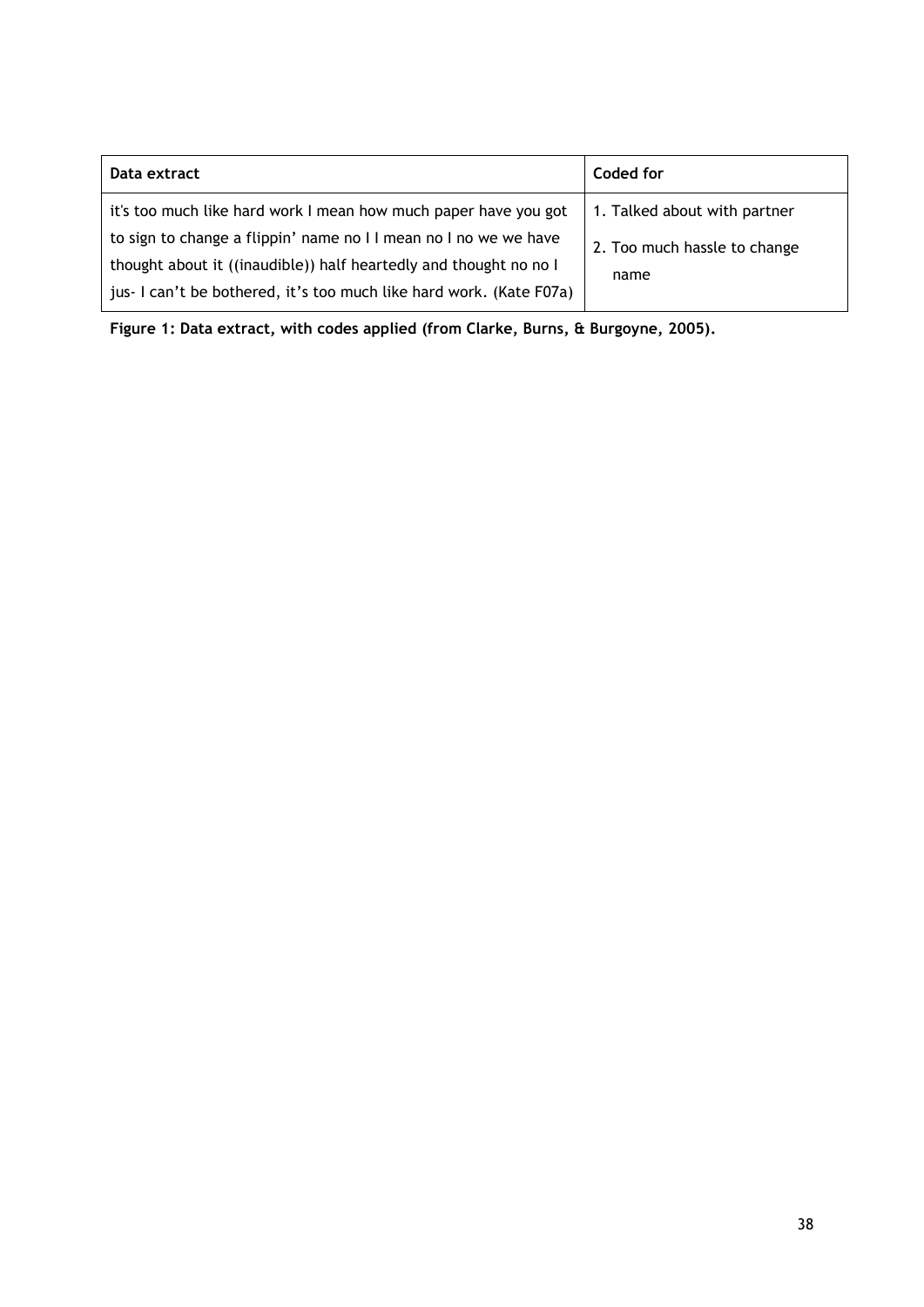| Data extract | Coded for |
| --- | --- |
| it's too much like hard work I mean how much paper have you got to sign to change a flippin' name no I I mean no I no we we have thought about it ((inaudible)) half heartedly and thought no no I jus- I can't be bothered, it's too much like hard work. (Kate F07a) | 1. Talked about with partner<br>2. Too much hassle to change name |

**Figure 1: Data extract, with codes applied (from Clarke, Burns, & Burgoyne, 2005).**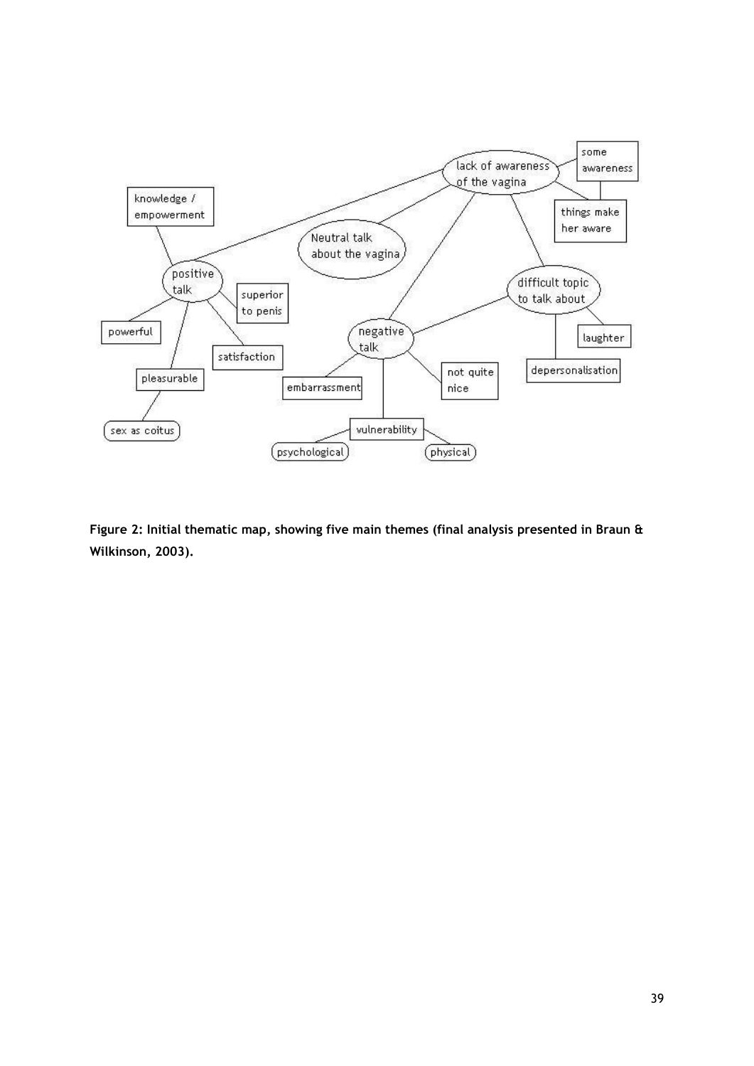**Figure 2: Initial thematic map, showing five main themes (final analysis presented in Braun & Wilkinson, 2003).**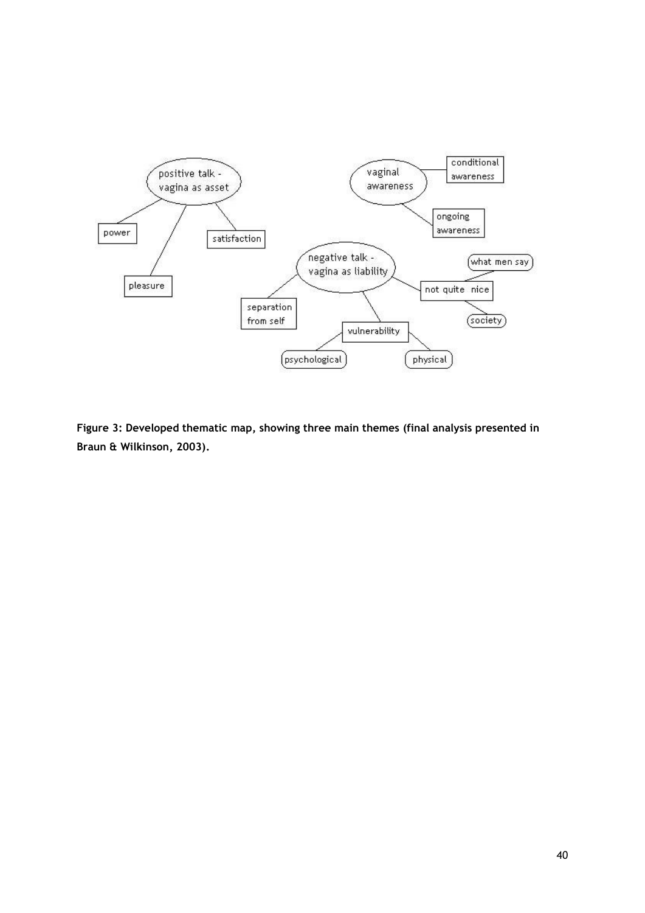**Figure 3: Developed thematic map, showing three main themes (final analysis presented in Braun & Wilkinson, 2003).**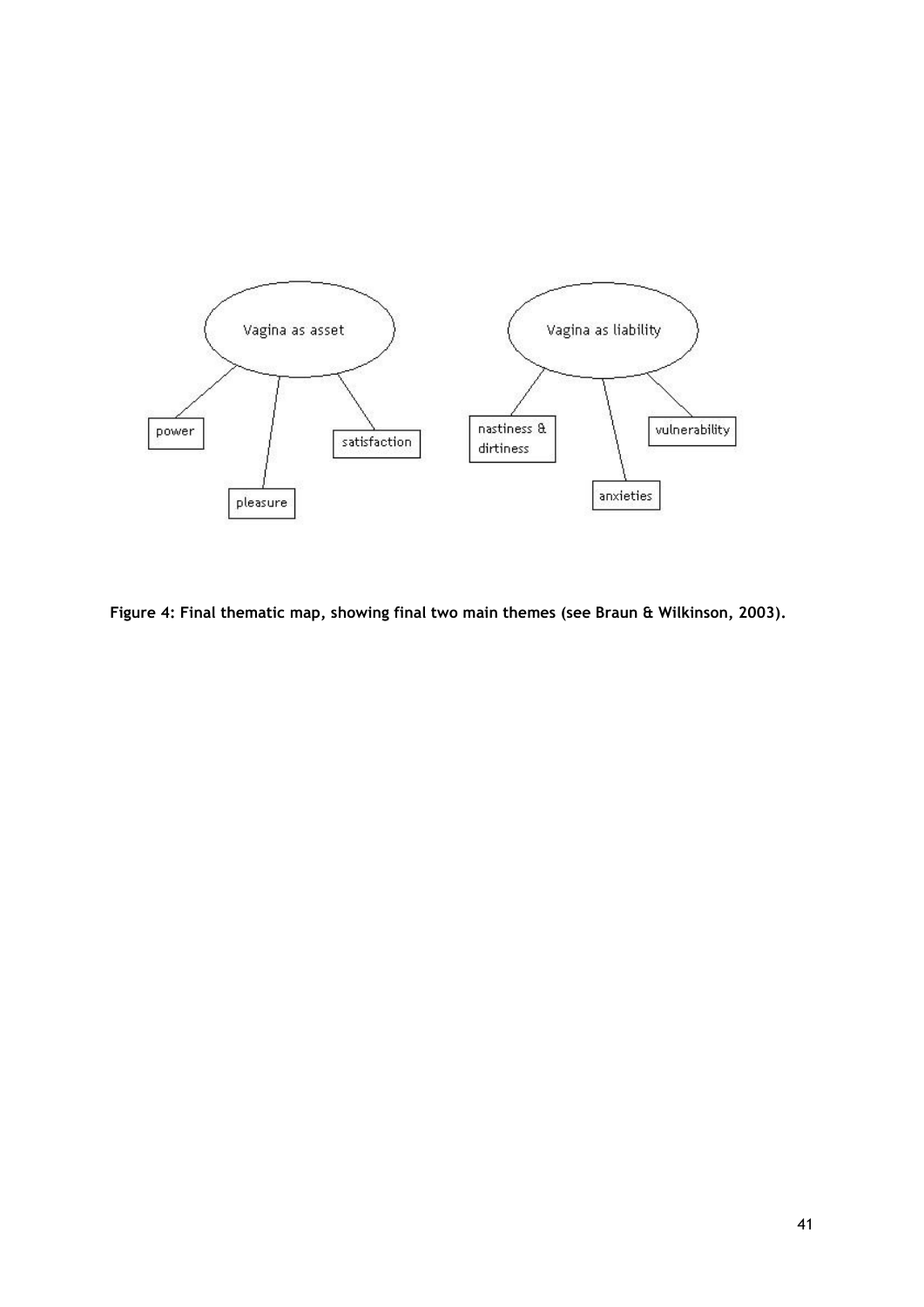Vagina as asset

power

pleasure

satisfaction

Vagina as liability

nastiness & dirtiness

anxieties

vulnerability

**Figure 4: Final thematic map, showing final two main themes (see Braun & Wilkinson, 2003).**